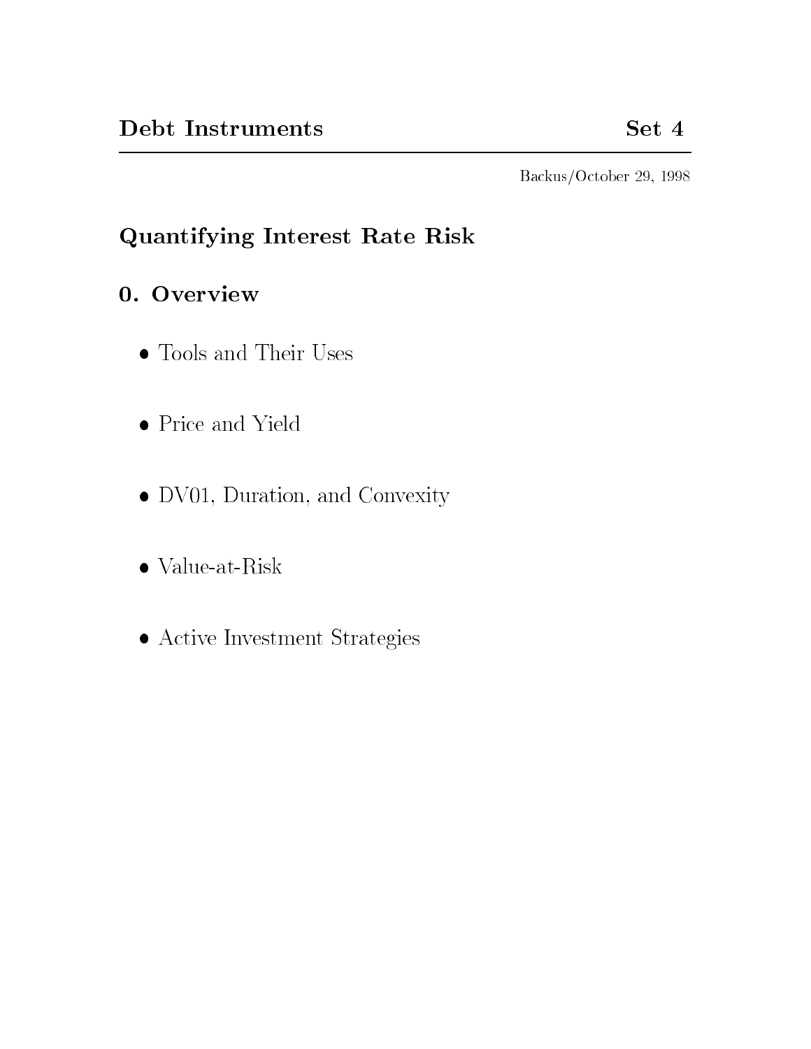**Debt Instruments** **Set 4**

Backus/October 29, 1998

# Quantifying Interest Rate Risk

## 0. Overview

- Tools and Their Uses
- Price and Yield
- DV01, Duration, and Convexity
- Value-at-Risk
- Active Investment Strategies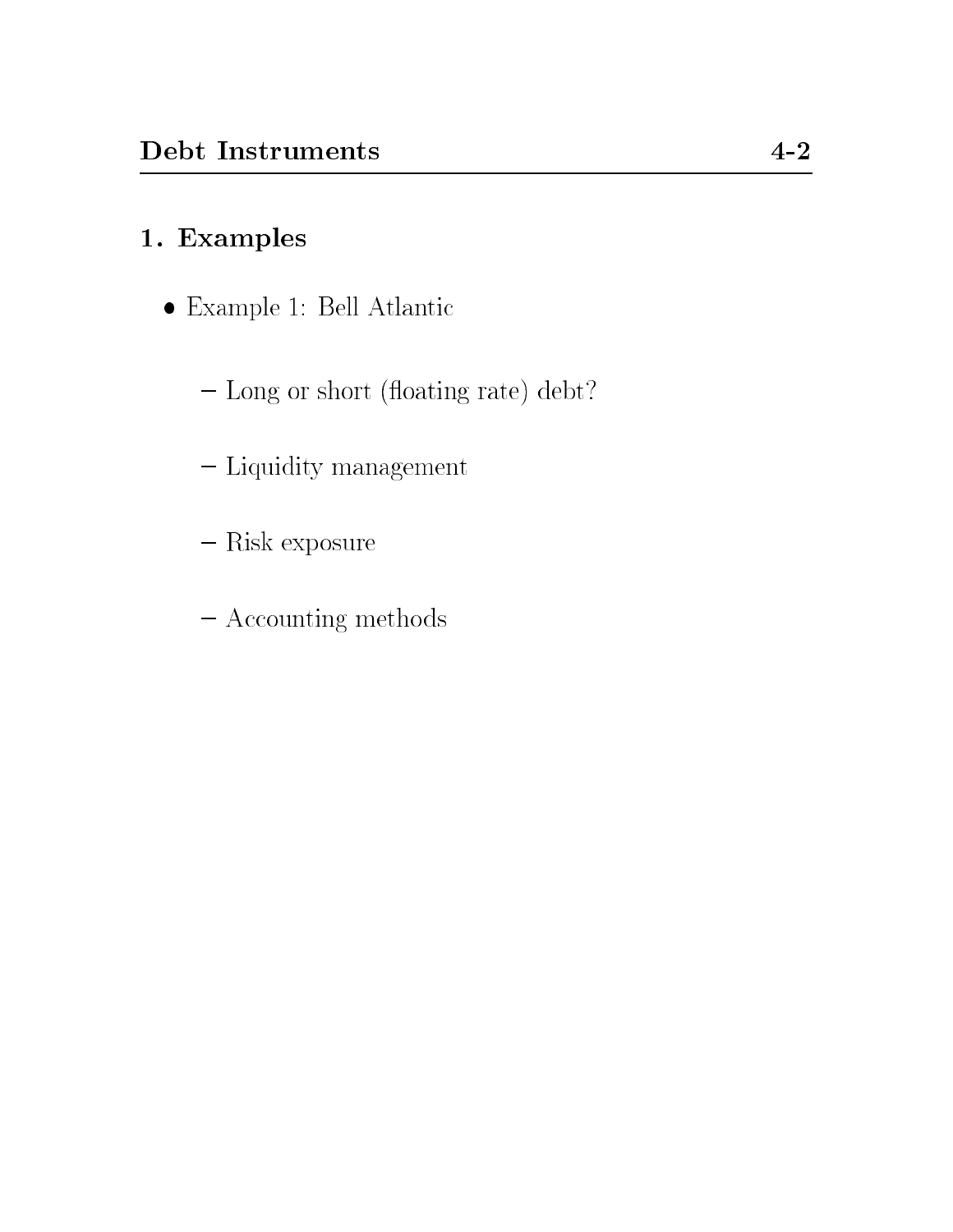## 1. Examples

- Example 1: Bell Atlantic
  - Long or short (floating rate) debt?
  - Liquidity management
  - Risk exposure
  - Accounting methods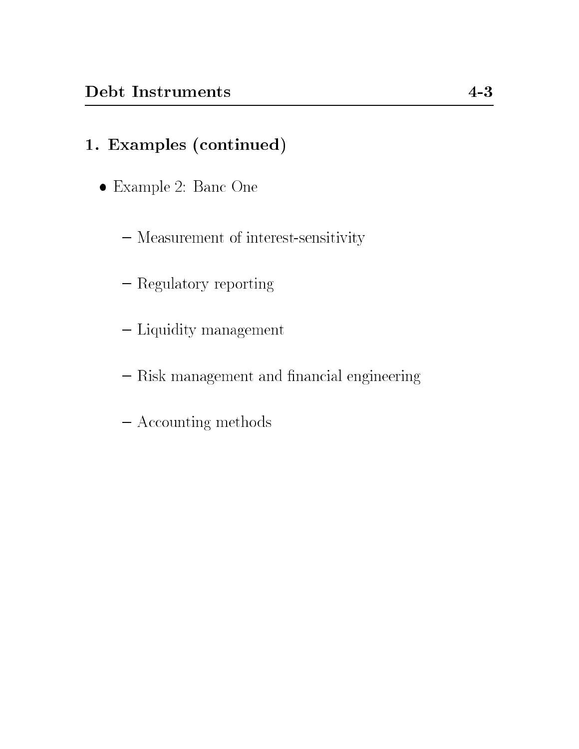## 1. Examples (continued)

- Example 2: Banc One
  - Measurement of interest-sensitivity
  - Regulatory reporting
  - Liquidity management
  - Risk management and financial engineering
  - Accounting methods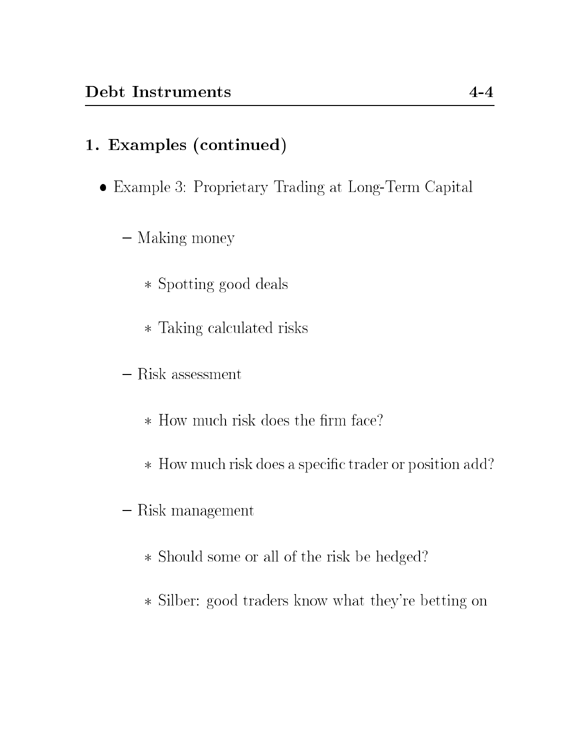## 1. Examples (continued)

- Example 3: Proprietary Trading at Long-Term Capital
  - Making money
    - Spotting good deals
    - Taking calculated risks
  - Risk assessment
    - How much risk does the firm face?
    - How much risk does a specific trader or position add?
  - Risk management
    - Should some or all of the risk be hedged?
    - Silber: good traders know what they're betting on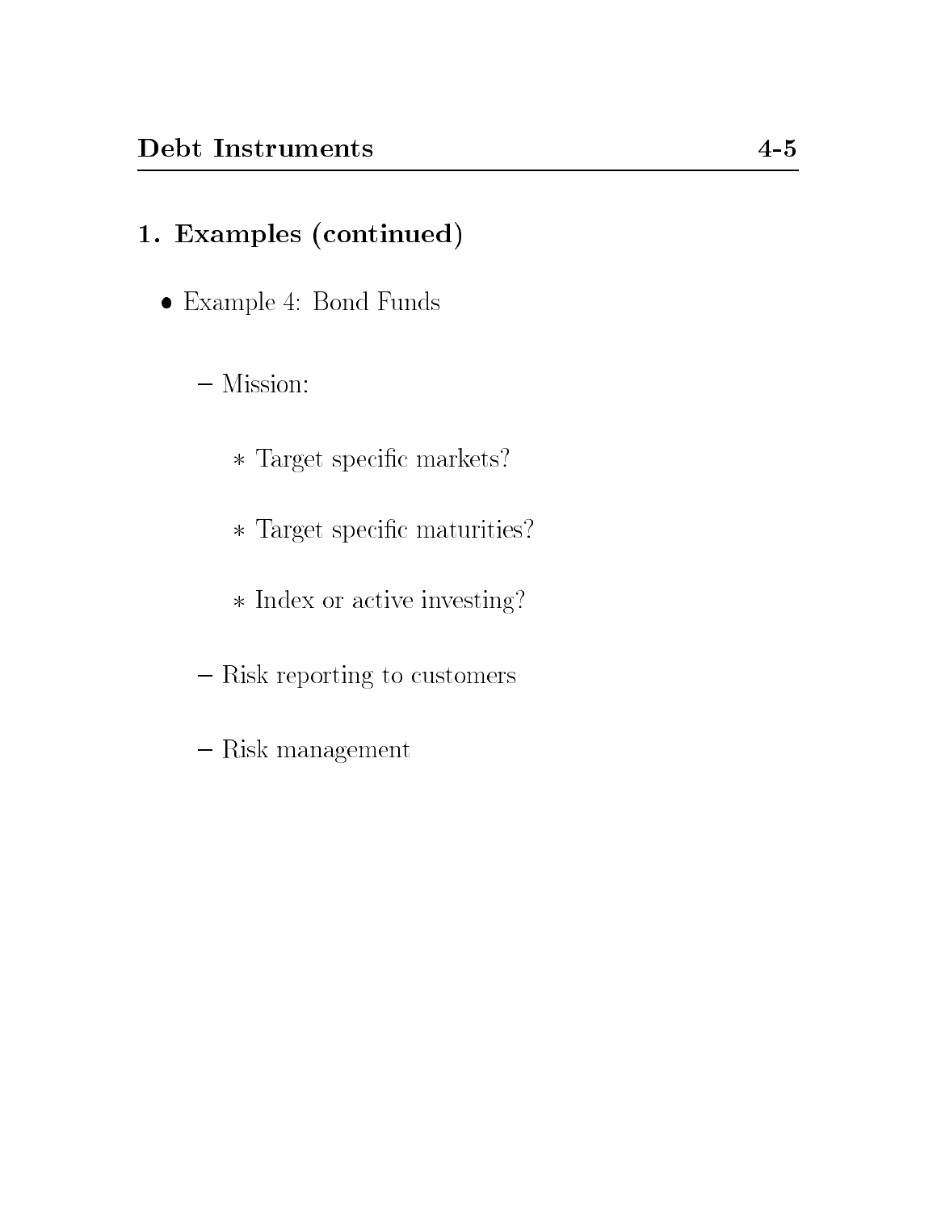## 1. Examples (continued)

- Example 4: Bond Funds
  - Mission:
    - Target specific markets?
    - Target specific maturities?
    - Index or active investing?
  - Risk reporting to customers
  - Risk management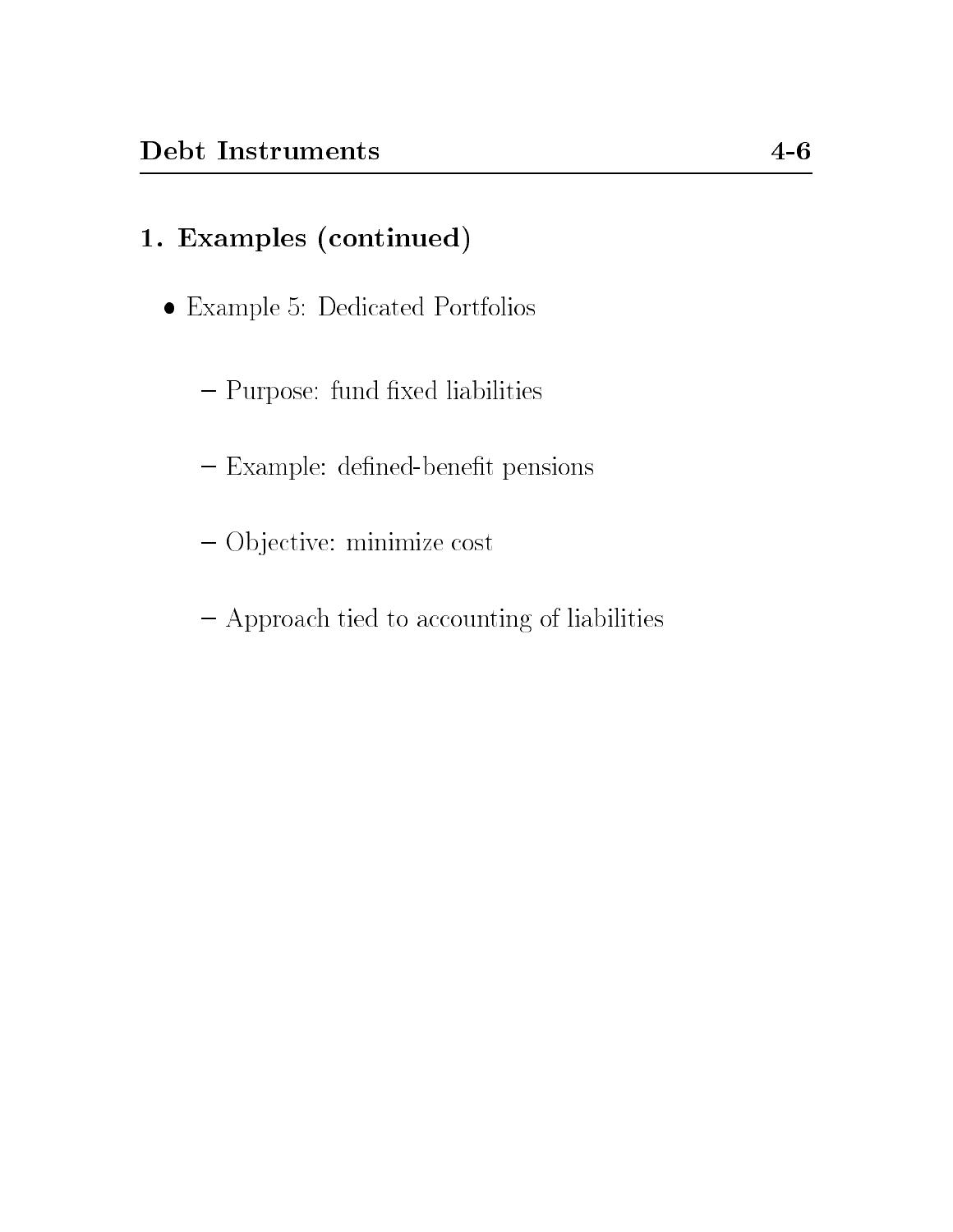## 1. Examples (continued)

- Example 5: Dedicated Portfolios
  - Purpose: fund fixed liabilities
  - Example: defined-benefit pensions
  - Objective: minimize cost
  - Approach tied to accounting of liabilities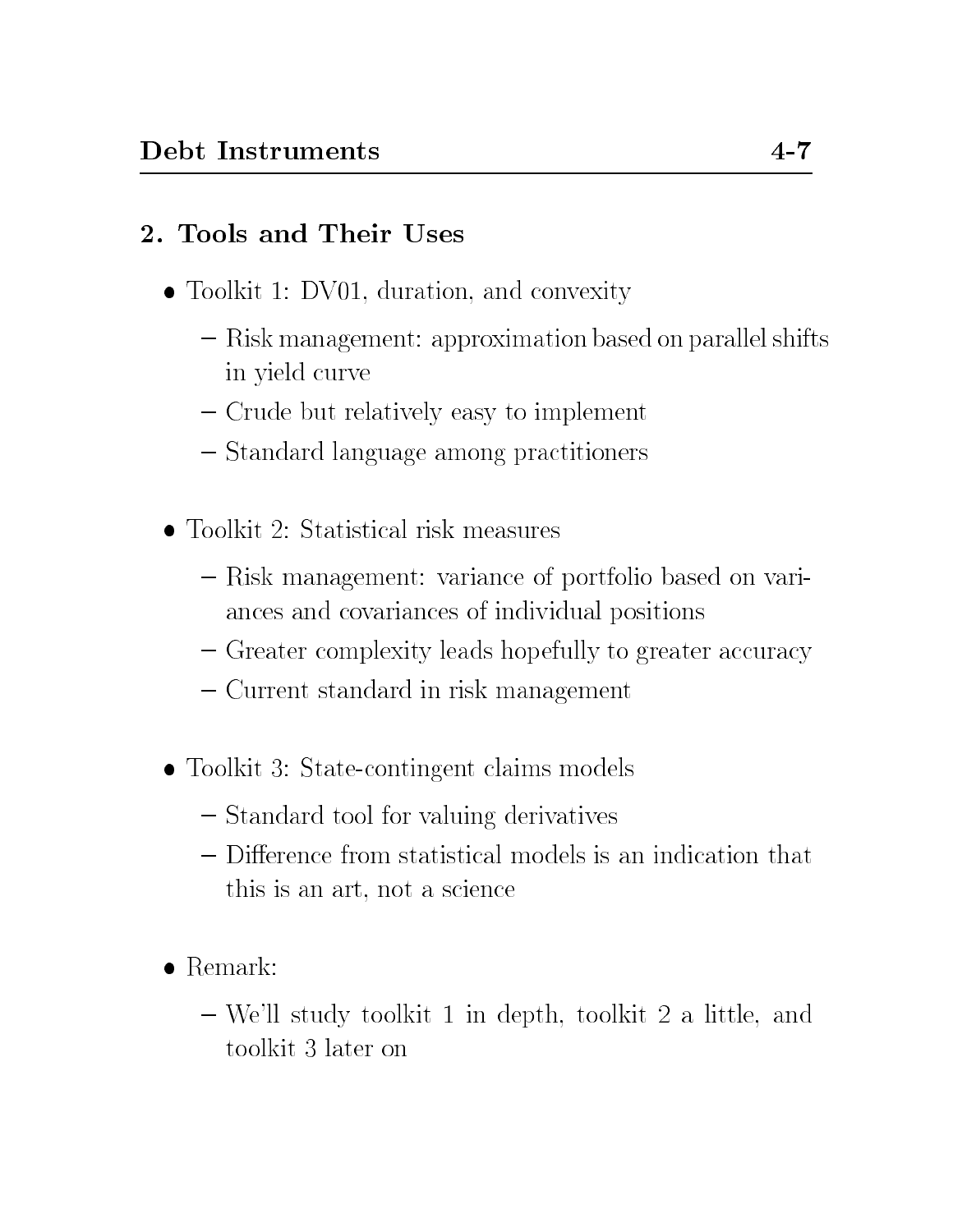## 2. Tools and Their Uses

- Toolkit 1: DV01, duration, and convexity
  - Risk management: approximation based on parallel shifts in yield curve
  - Crude but relatively easy to implement
  - Standard language among practitioners

- Toolkit 2: Statistical risk measures
  - Risk management: variance of portfolio based on variances and covariances of individual positions
  - Greater complexity leads hopefully to greater accuracy
  - Current standard in risk management

- Toolkit 3: State-contingent claims models
  - Standard tool for valuing derivatives
  - Difference from statistical models is an indication that this is an art, not a science

- Remark:
  - We'll study toolkit 1 in depth, toolkit 2 a little, and toolkit 3 later on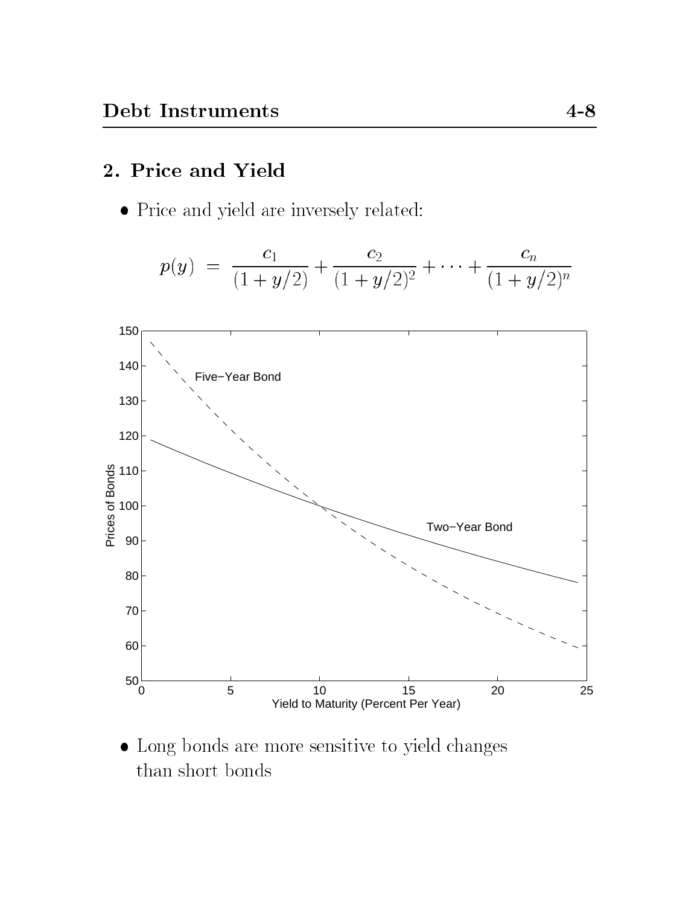## 2. Price and Yield

- Price and yield are inversely related:

$$p(y) \;=\; \frac{c_1}{(1+y/2)} + \frac{c_2}{(1+y/2)^2} + \cdots + \frac{c_n}{(1+y/2)^n}$$

- Long bonds are more sensitive to yield changes than short bonds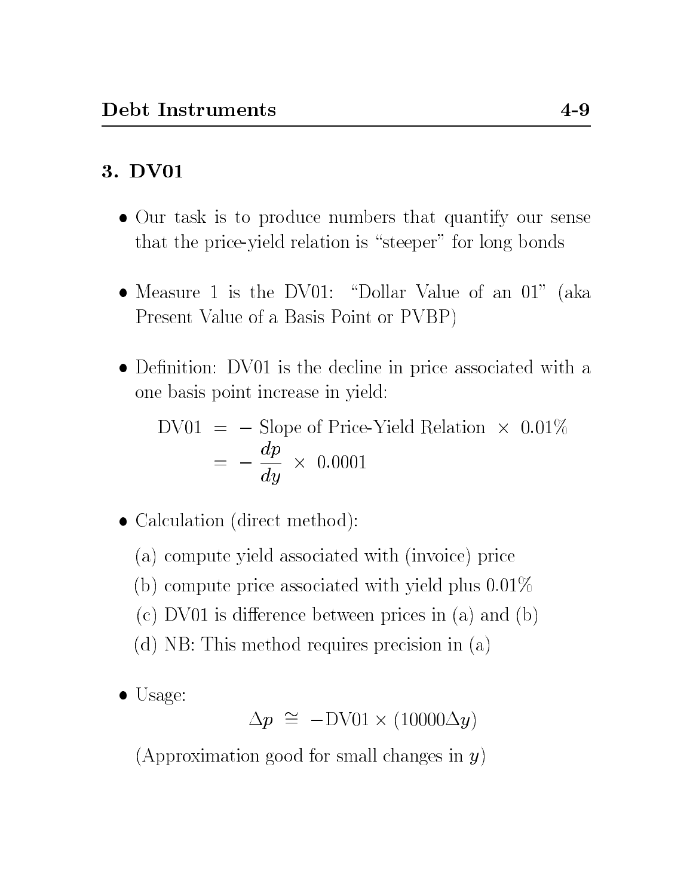## 3. DV01

- Our task is to produce numbers that quantify our sense that the price-yield relation is "steeper" for long bonds

- Measure 1 is the DV01: "Dollar Value of an 01" (aka Present Value of a Basis Point or PVBP)

- Definition: DV01 is the decline in price associated with a one basis point increase in yield:

$$
\begin{aligned}
\text{DV01} &= -\text{ Slope of Price-Yield Relation } \times \ 0.01\% \\
&= -\frac{dp}{dy} \times \ 0.0001
\end{aligned}
$$

- Calculation (direct method):

  (a) compute yield associated with (invoice) price

  (b) compute price associated with yield plus 0.01%

  (c) DV01 is difference between prices in (a) and (b)

  (d) NB: This method requires precision in (a)

- Usage:

$$
\Delta p \ \cong \ -\text{DV01} \times (10000 \Delta y)
$$

  (Approximation good for small changes in $y$)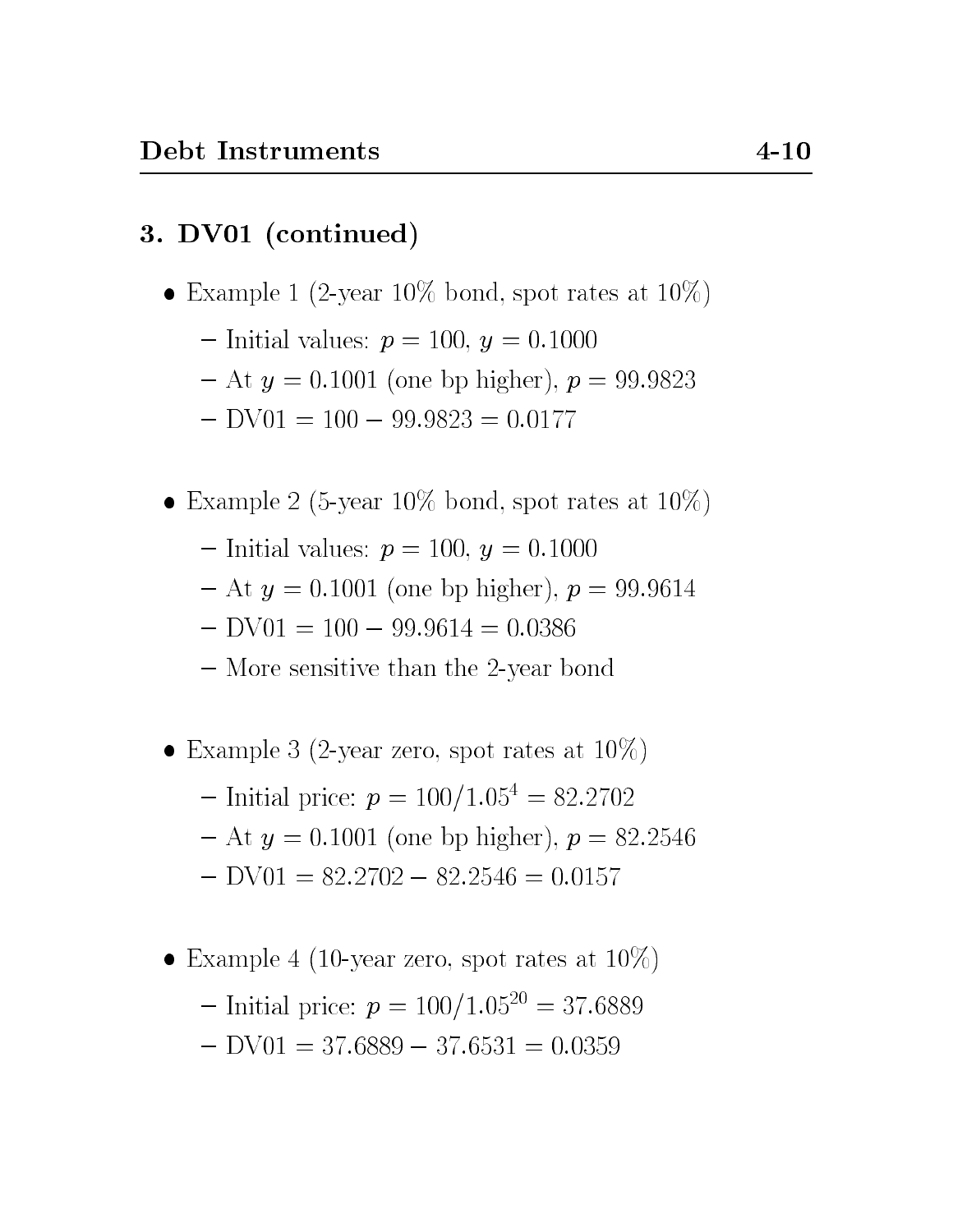## 3. DV01 (continued)

- Example 1 (2-year 10% bond, spot rates at 10%)
  - Initial values: $p = 100$, $y = 0.1000$
  - At $y = 0.1001$ (one bp higher), $p = 99.9823$
  - DV01 $= 100 - 99.9823 = 0.0177$

- Example 2 (5-year 10% bond, spot rates at 10%)
  - Initial values: $p = 100$, $y = 0.1000$
  - At $y = 0.1001$ (one bp higher), $p = 99.9614$
  - DV01 $= 100 - 99.9614 = 0.0386$
  - More sensitive than the 2-year bond

- Example 3 (2-year zero, spot rates at 10%)
  - Initial price: $p = 100/1.05^4 = 82.2702$
  - At $y = 0.1001$ (one bp higher), $p = 82.2546$
  - DV01 $= 82.2702 - 82.2546 = 0.0157$

- Example 4 (10-year zero, spot rates at 10%)
  - Initial price: $p = 100/1.05^{20} = 37.6889$
  - DV01 $= 37.6889 - 37.6531 = 0.0359$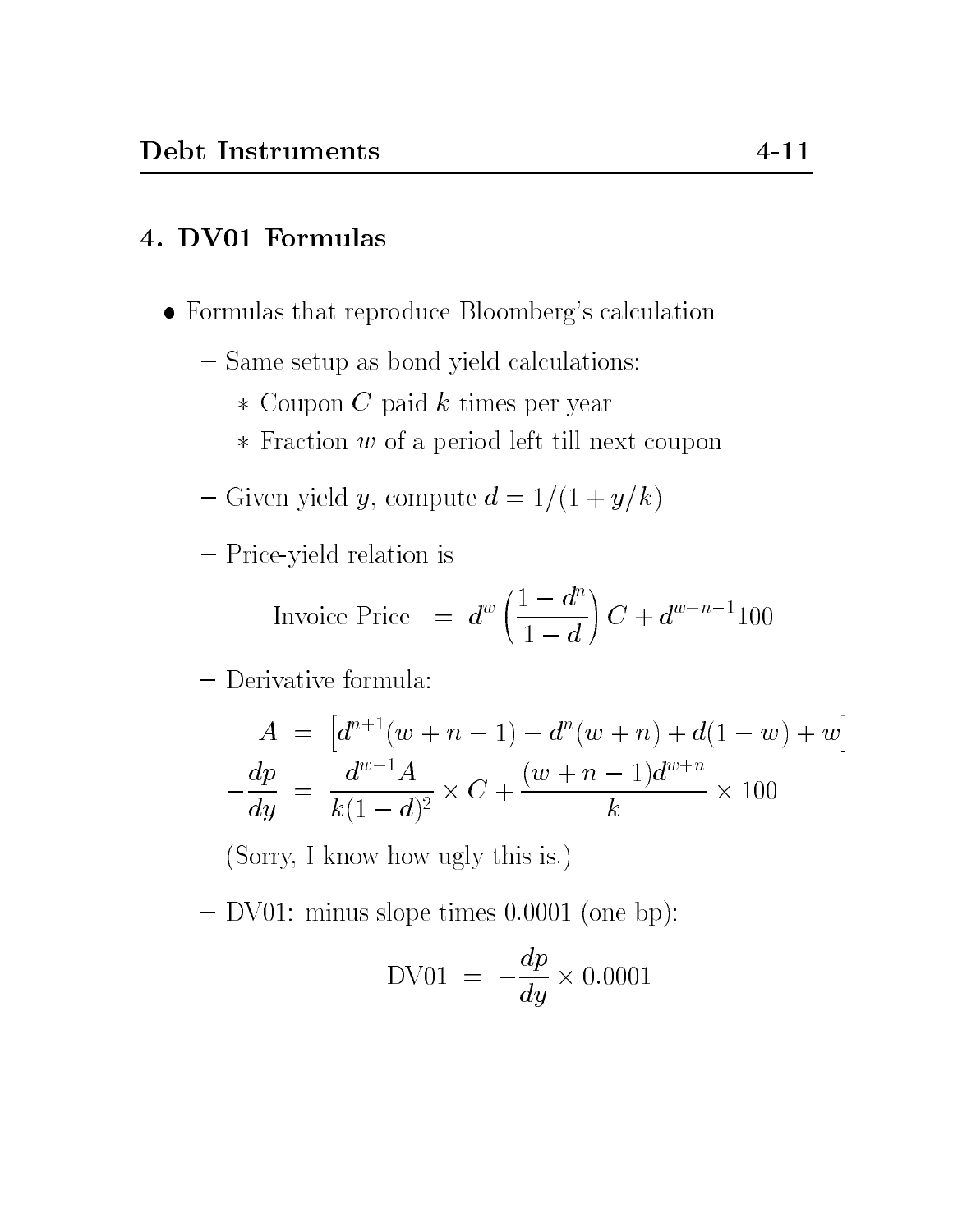## 4. DV01 Formulas

- Formulas that reproduce Bloomberg's calculation
  - Same setup as bond yield calculations:
    - Coupon $C$ paid $k$ times per year
    - Fraction $w$ of a period left till next coupon
  - Given yield $y$, compute $d = 1/(1 + y/k)$
  - Price-yield relation is

$$\text{Invoice Price} \;=\; d^w \left( \frac{1 - d^n}{1 - d} \right) C + d^{w+n-1} 100$$

  - Derivative formula:

$$\begin{aligned} A &= \left[ d^{n+1}(w + n - 1) - d^n (w + n) + d(1 - w) + w \right] \\ -\frac{dp}{dy} &= \frac{d^{w+1} A}{k(1 - d)^2} \times C + \frac{(w + n - 1) d^{w+n}}{k} \times 100 \end{aligned}$$

    (Sorry, I know how ugly this is.)

  - DV01: minus slope times 0.0001 (one bp):

$$\text{DV01} \;=\; -\frac{dp}{dy} \times 0.0001$$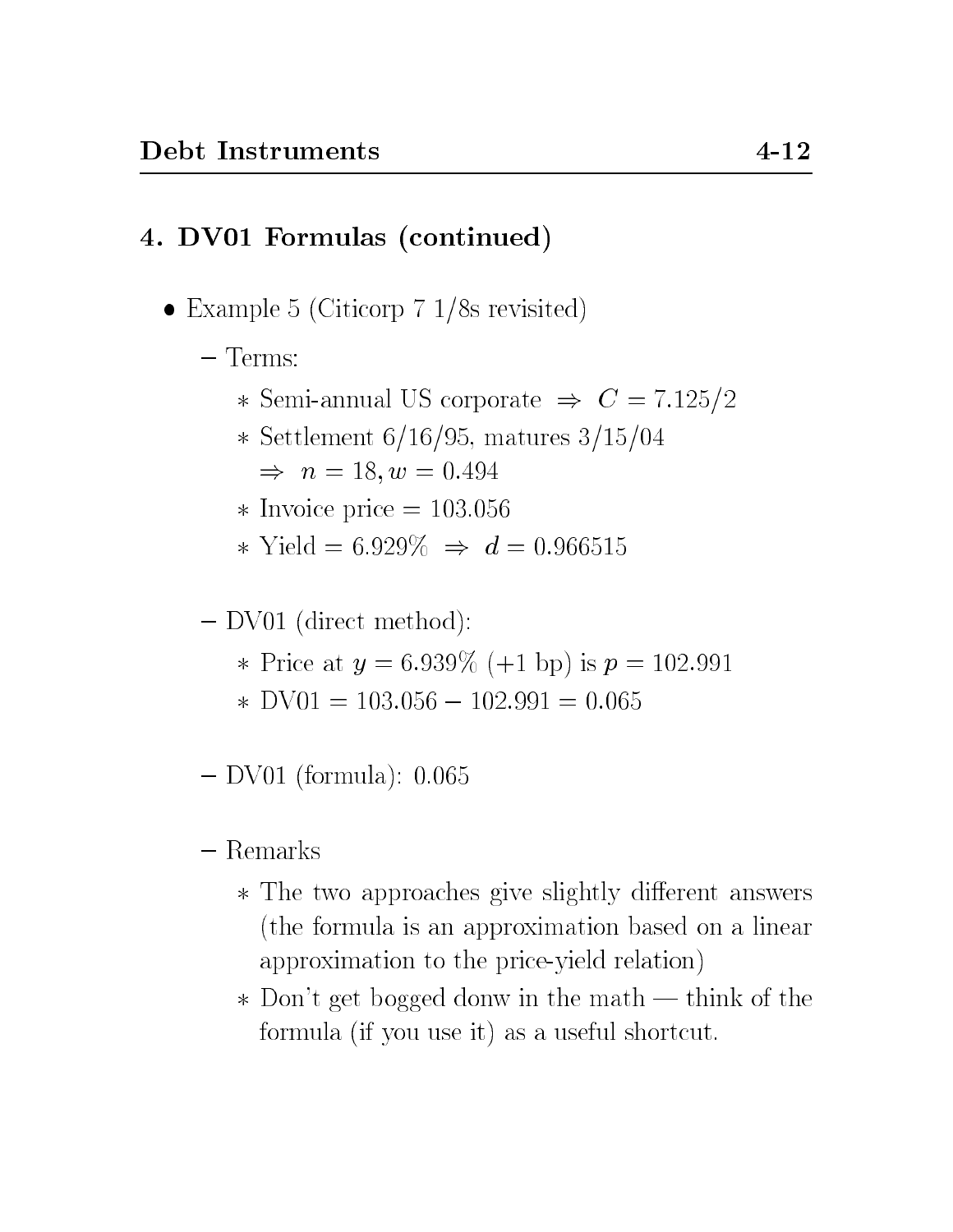## 4. DV01 Formulas (continued)

- Example 5 (Citicorp 7 1/8s revisited)
  - Terms:
    - Semi-annual US corporate $\Rightarrow$ $C = 7.125/2$
    - Settlement 6/16/95, matures 3/15/04 $\Rightarrow$ $n = 18, w = 0.494$
    - Invoice price = 103.056
    - Yield = 6.929% $\Rightarrow$ $d = 0.966515$
  - DV01 (direct method):
    - Price at $y = 6.939\%$ (+1 bp) is $p = 102.991$
    - DV01 = 103.056 − 102.991 = 0.065
  - DV01 (formula): 0.065
  - Remarks
    - The two approaches give slightly different answers (the formula is an approximation based on a linear approximation to the price-yield relation)
    - Don't get bogged donw in the math — think of the formula (if you use it) as a useful shortcut.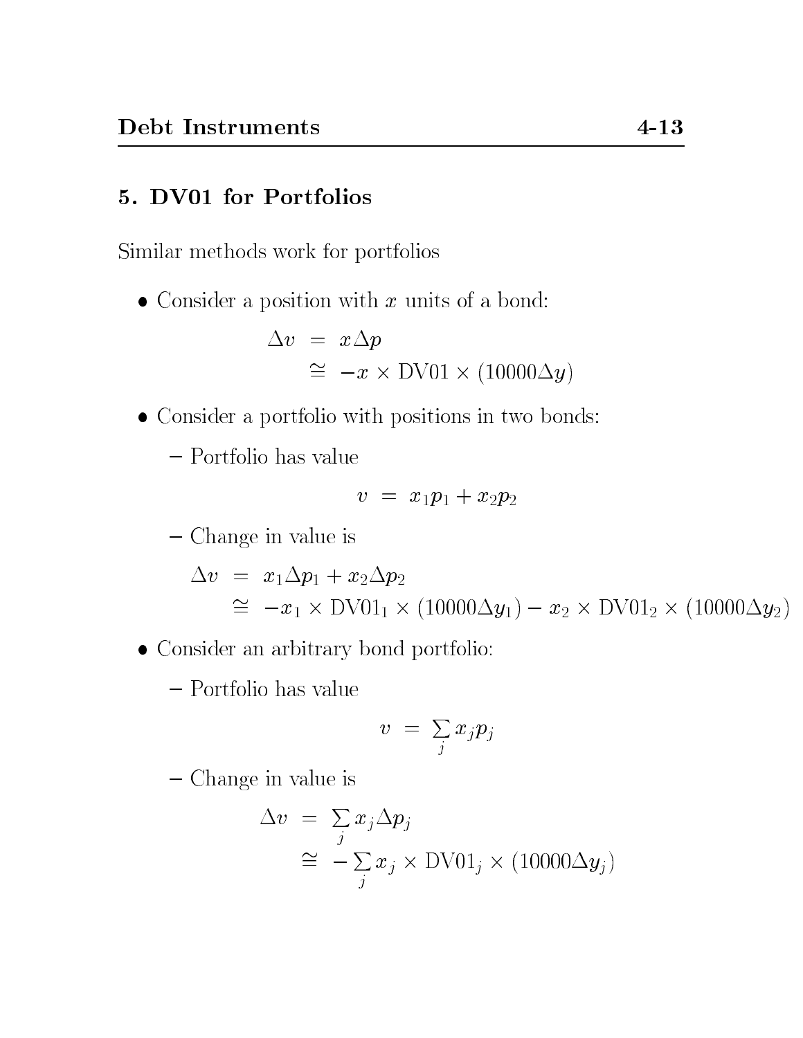## 5. DV01 for Portfolios

Similar methods work for portfolios

- Consider a position with $x$ units of a bond:

$$
\begin{aligned}
\Delta v &= x \Delta p \\
&\cong -x \times \text{DV01} \times (10000 \Delta y)
\end{aligned}
$$

- Consider a portfolio with positions in two bonds:
  - Portfolio has value

$$
v = x_1 p_1 + x_2 p_2
$$

  - Change in value is

$$
\begin{aligned}
\Delta v &= x_1 \Delta p_1 + x_2 \Delta p_2 \\
&\cong -x_1 \times \text{DV01}_1 \times (10000 \Delta y_1) - x_2 \times \text{DV01}_2 \times (10000 \Delta y_2)
\end{aligned}
$$

- Consider an arbitrary bond portfolio:
  - Portfolio has value

$$
v = \sum_j x_j p_j
$$

  - Change in value is

$$
\begin{aligned}
\Delta v &= \sum_j x_j \Delta p_j \\
&\cong -\sum_j x_j \times \text{DV01}_j \times (10000 \Delta y_j)
\end{aligned}
$$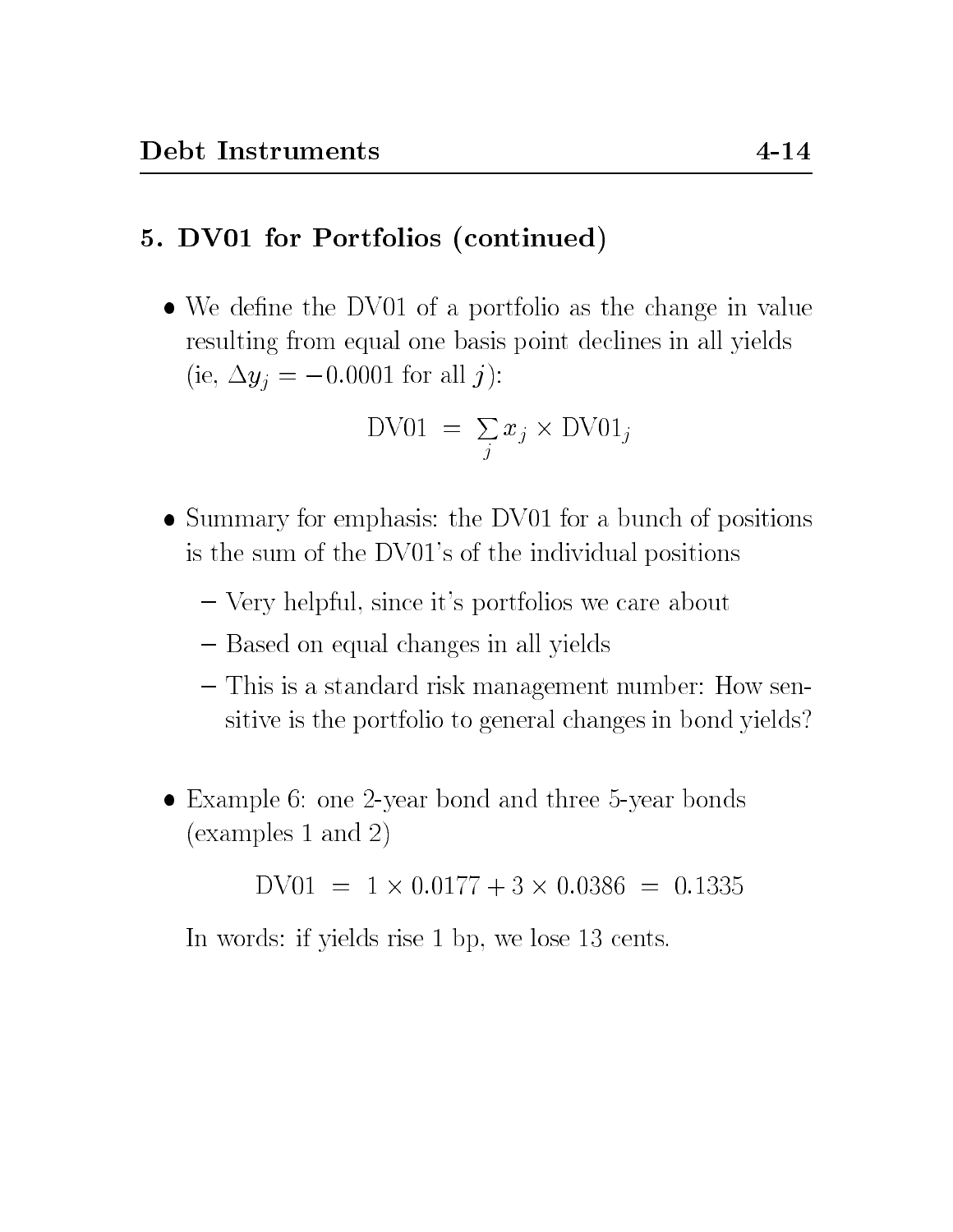## 5. DV01 for Portfolios (continued)

- We define the DV01 of a portfolio as the change in value resulting from equal one basis point declines in all yields (ie, $\Delta y_j = -0.0001$ for all $j$):

$$\text{DV01} \;=\; \sum_j x_j \times \text{DV01}_j$$

- Summary for emphasis: the DV01 for a bunch of positions is the sum of the DV01's of the individual positions
  - Very helpful, since it's portfolios we care about
  - Based on equal changes in all yields
  - This is a standard risk management number: How sensitive is the portfolio to general changes in bond yields?

- Example 6: one 2-year bond and three 5-year bonds (examples 1 and 2)

$$\text{DV01} \;=\; 1 \times 0.0177 + 3 \times 0.0386 \;=\; 0.1335$$

  In words: if yields rise 1 bp, we lose 13 cents.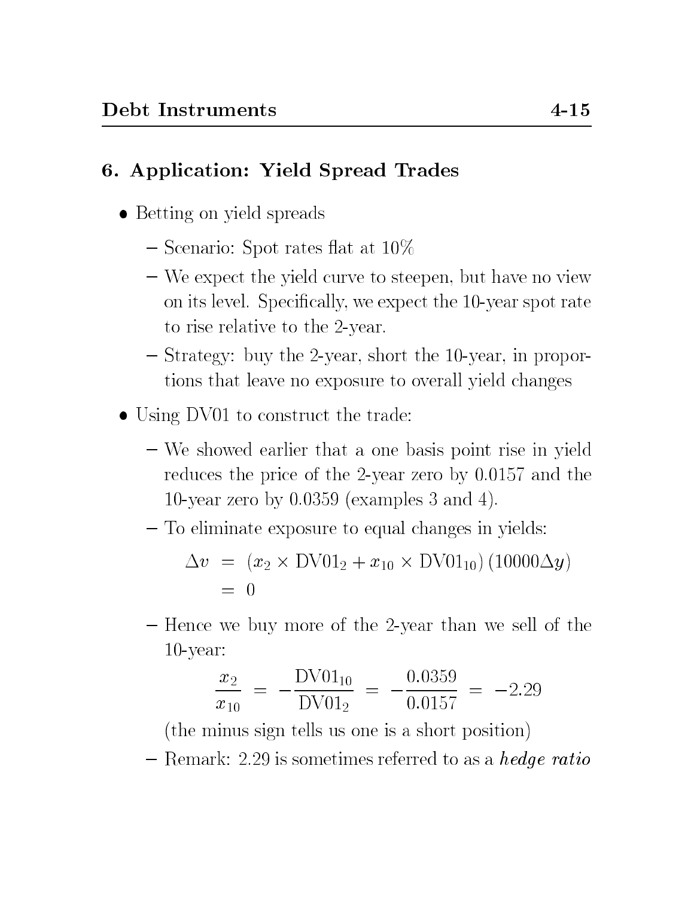## 6. Application: Yield Spread Trades

- Betting on yield spreads
  - Scenario: Spot rates flat at 10%
  - We expect the yield curve to steepen, but have no view on its level. Specifically, we expect the 10-year spot rate to rise relative to the 2-year.
  - Strategy: buy the 2-year, short the 10-year, in proportions that leave no exposure to overall yield changes
- Using DV01 to construct the trade:
  - We showed earlier that a one basis point rise in yield reduces the price of the 2-year zero by 0.0157 and the 10-year zero by 0.0359 (examples 3 and 4).
  - To eliminate exposure to equal changes in yields:

$$\begin{aligned} \Delta v &= (x_2 \times \text{DV01}_2 + x_{10} \times \text{DV01}_{10})\,(10000\Delta y) \\ &= 0 \end{aligned}$$

  - Hence we buy more of the 2-year than we sell of the 10-year:

$$\frac{x_2}{x_{10}} = -\frac{\text{DV01}_{10}}{\text{DV01}_2} = -\frac{0.0359}{0.0157} = -2.29$$

    (the minus sign tells us one is a short position)
  - Remark: 2.29 is sometimes referred to as a *hedge ratio*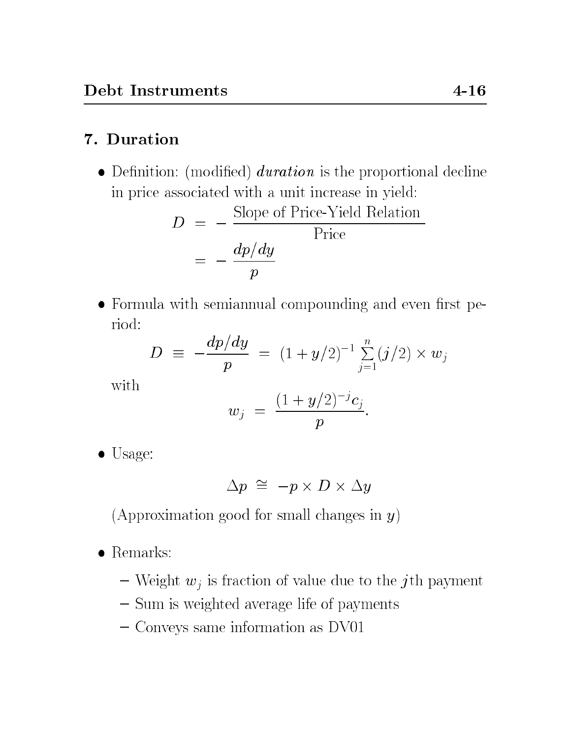## 7. Duration

- Definition: (modified) ***duration*** is the proportional decline in price associated with a unit increase in yield:

$$D = -\frac{\text{Slope of Price-Yield Relation}}{\text{Price}}$$

$$= -\frac{dp/dy}{p}$$

- Formula with semiannual compounding and even first period:

$$D \equiv -\frac{dp/dy}{p} = (1+y/2)^{-1}\sum_{j=1}^{n}(j/2)\times w_j$$

with

$$w_j = \frac{(1+y/2)^{-j}c_j}{p}.$$

- Usage:

$$\Delta p \cong -p \times D \times \Delta y$$

(Approximation good for small changes in $y$)

- Remarks:
  - Weight $w_j$ is fraction of value due to the $j$th payment
  - Sum is weighted average life of payments
  - Conveys same information as DV01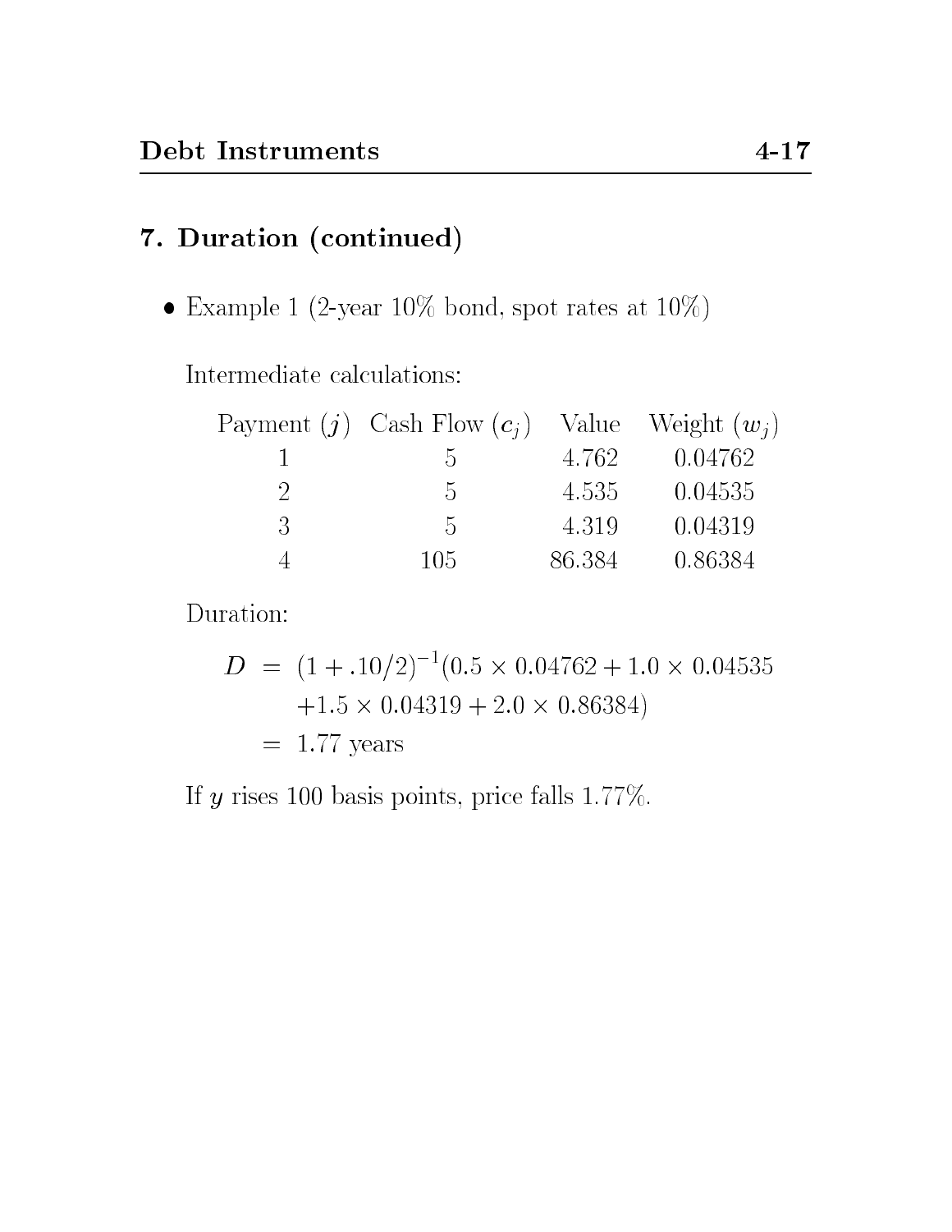## 7. Duration (continued)

- Example 1 (2-year 10% bond, spot rates at 10%)

  Intermediate calculations:

  | Payment ($j$) | Cash Flow ($c_j$) | Value | Weight ($w_j$) |
  | --- | --- | --- | --- |
  | 1 | 5 | 4.762 | 0.04762 |
  | 2 | 5 | 4.535 | 0.04535 |
  | 3 | 5 | 4.319 | 0.04319 |
  | 4 | 105 | 86.384 | 0.86384 |

  Duration:

  $$
  \begin{aligned}
  D &= (1 + .10/2)^{-1}(0.5 \times 0.04762 + 1.0 \times 0.04535 \\
  &\quad +1.5 \times 0.04319 + 2.0 \times 0.86384) \\
  &= 1.77 \text{ years}
  \end{aligned}
  $$

  If $y$ rises 100 basis points, price falls 1.77%.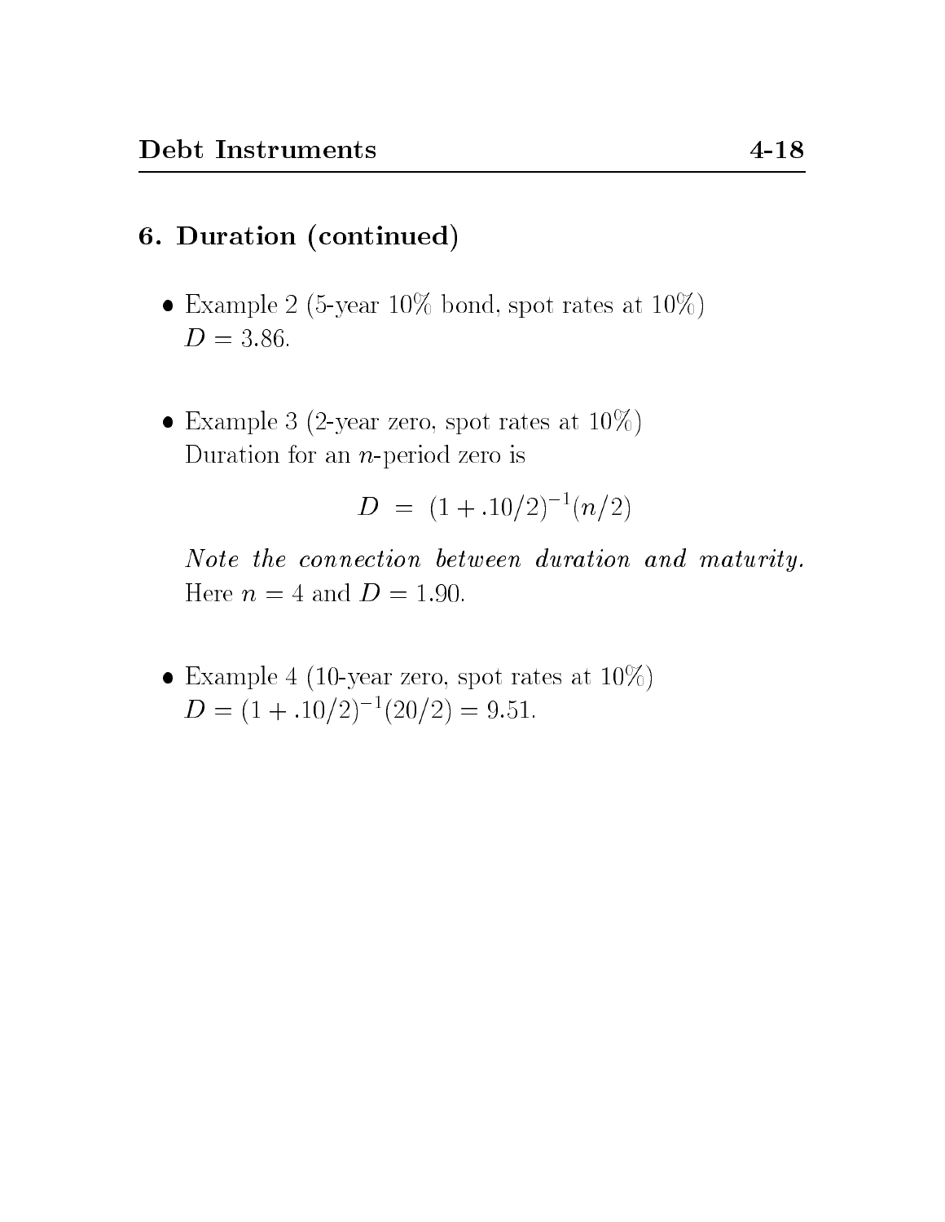## 6. Duration (continued)

- Example 2 (5-year 10% bond, spot rates at 10%)
  $D = 3.86$.

- Example 3 (2-year zero, spot rates at 10%)
  Duration for an $n$-period zero is

$$D \;=\; (1 + .10/2)^{-1}(n/2)$$

  *Note the connection between duration and maturity.* Here $n = 4$ and $D = 1.90$.

- Example 4 (10-year zero, spot rates at 10%)
  $D = (1 + .10/2)^{-1}(20/2) = 9.51$.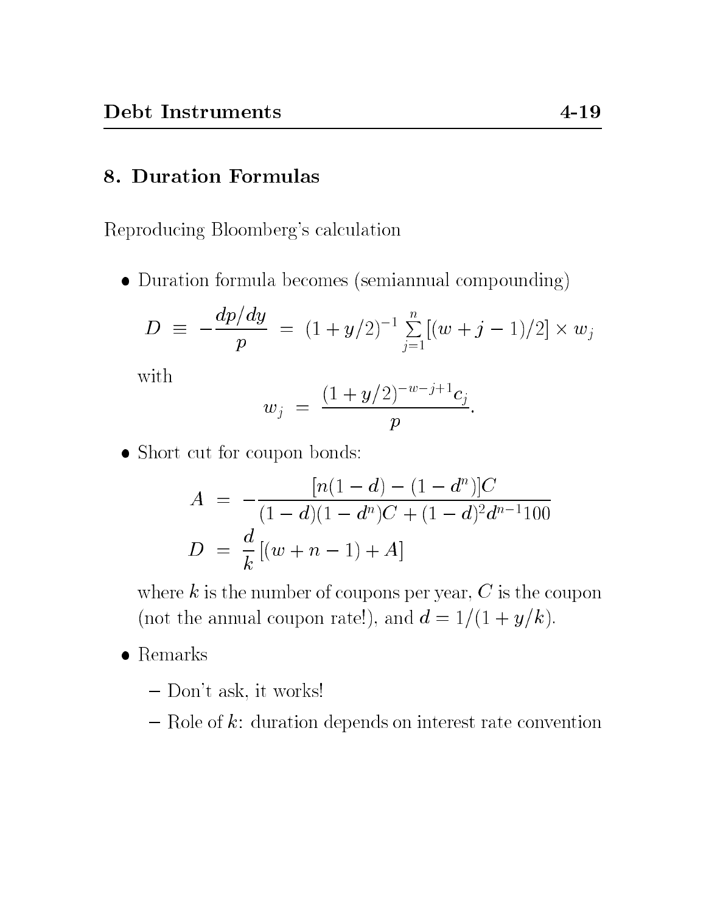## 8. Duration Formulas

Reproducing Bloomberg's calculation

- Duration formula becomes (semiannual compounding)

$$D \equiv -\frac{dp/dy}{p} = (1+y/2)^{-1} \sum_{j=1}^{n} [(w+j-1)/2] \times w_j$$

  with

$$w_j = \frac{(1+y/2)^{-w-j+1} c_j}{p}.$$

- Short cut for coupon bonds:

$$A = -\frac{[n(1-d)-(1-d^n)]C}{(1-d)(1-d^n)C + (1-d)^2 d^{n-1} 100}$$

$$D = \frac{d}{k}\left[(w+n-1)+A\right]$$

  where $k$ is the number of coupons per year, $C$ is the coupon (not the annual coupon rate!), and $d = 1/(1+y/k)$.

- Remarks
  - Don't ask, it works!
  - Role of $k$: duration depends on interest rate convention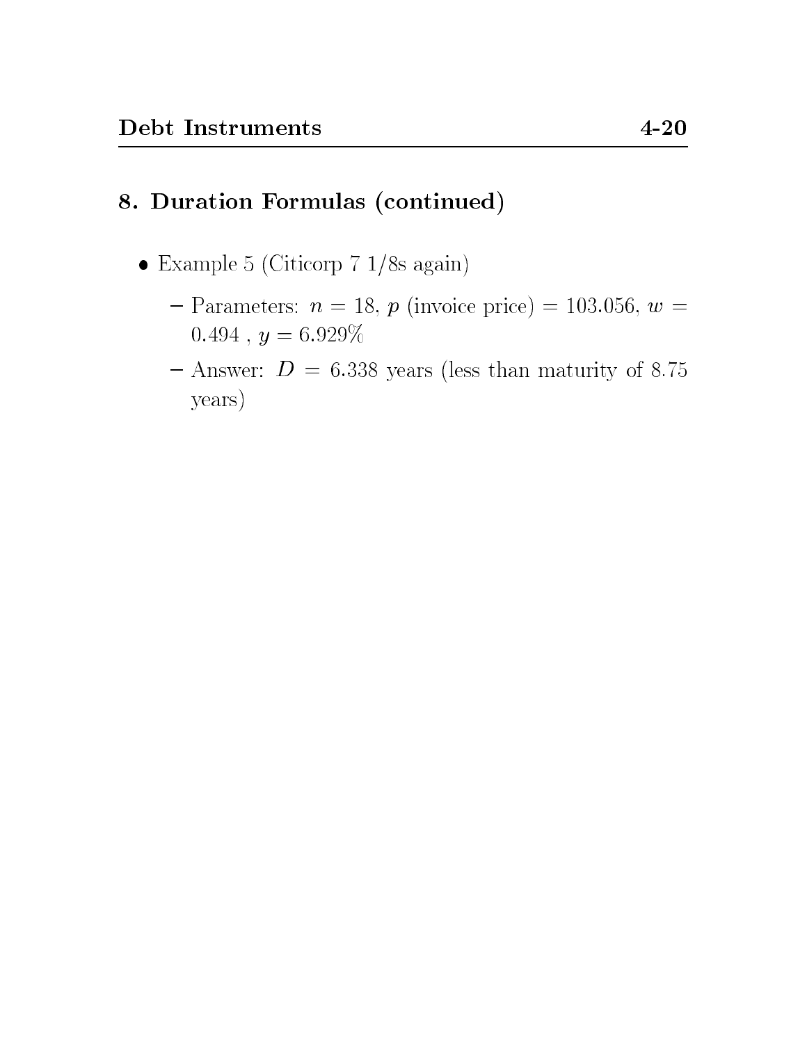## 8. Duration Formulas (continued)

- Example 5 (Citicorp 7 1/8s again)
  - Parameters: $n = 18$, $p$ (invoice price) = 103.056, $w = 0.494$ , $y = 6.929\%$
  - Answer: $D = 6.338$ years (less than maturity of 8.75 years)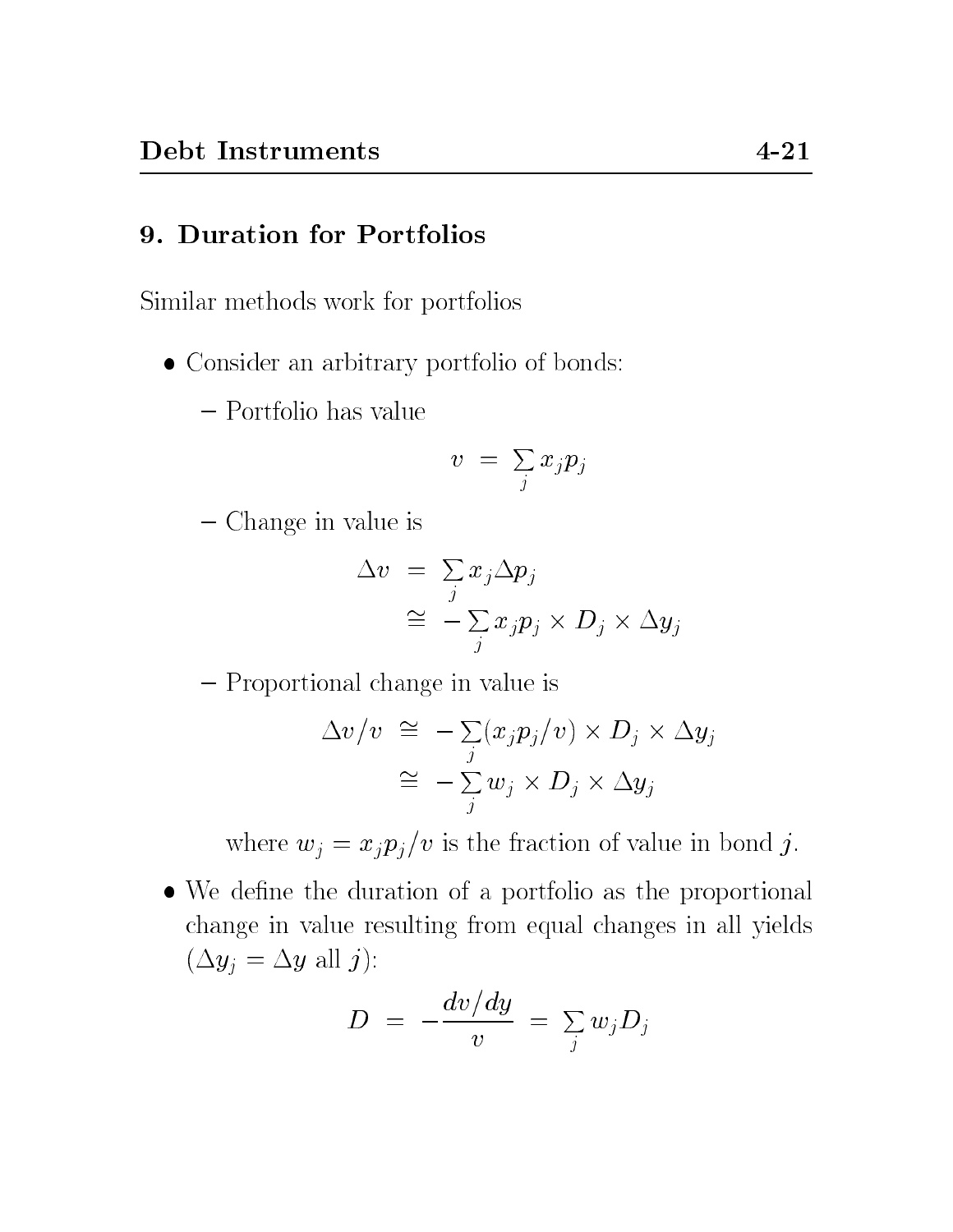## 9. Duration for Portfolios

Similar methods work for portfolios

- Consider an arbitrary portfolio of bonds:
  - Portfolio has value

$$v = \sum_j x_j p_j$$

  - Change in value is

$$\begin{aligned} \Delta v &= \sum_j x_j \Delta p_j \\ &\cong -\sum_j x_j p_j \times D_j \times \Delta y_j \end{aligned}$$

  - Proportional change in value is

$$\begin{aligned} \Delta v / v &\cong -\sum_j (x_j p_j / v) \times D_j \times \Delta y_j \\ &\cong -\sum_j w_j \times D_j \times \Delta y_j \end{aligned}$$

    where $w_j = x_j p_j / v$ is the fraction of value in bond $j$.

- We define the duration of a portfolio as the proportional change in value resulting from equal changes in all yields ($\Delta y_j = \Delta y$ all $j$):

$$D = -\frac{dv/dy}{v} = \sum_j w_j D_j$$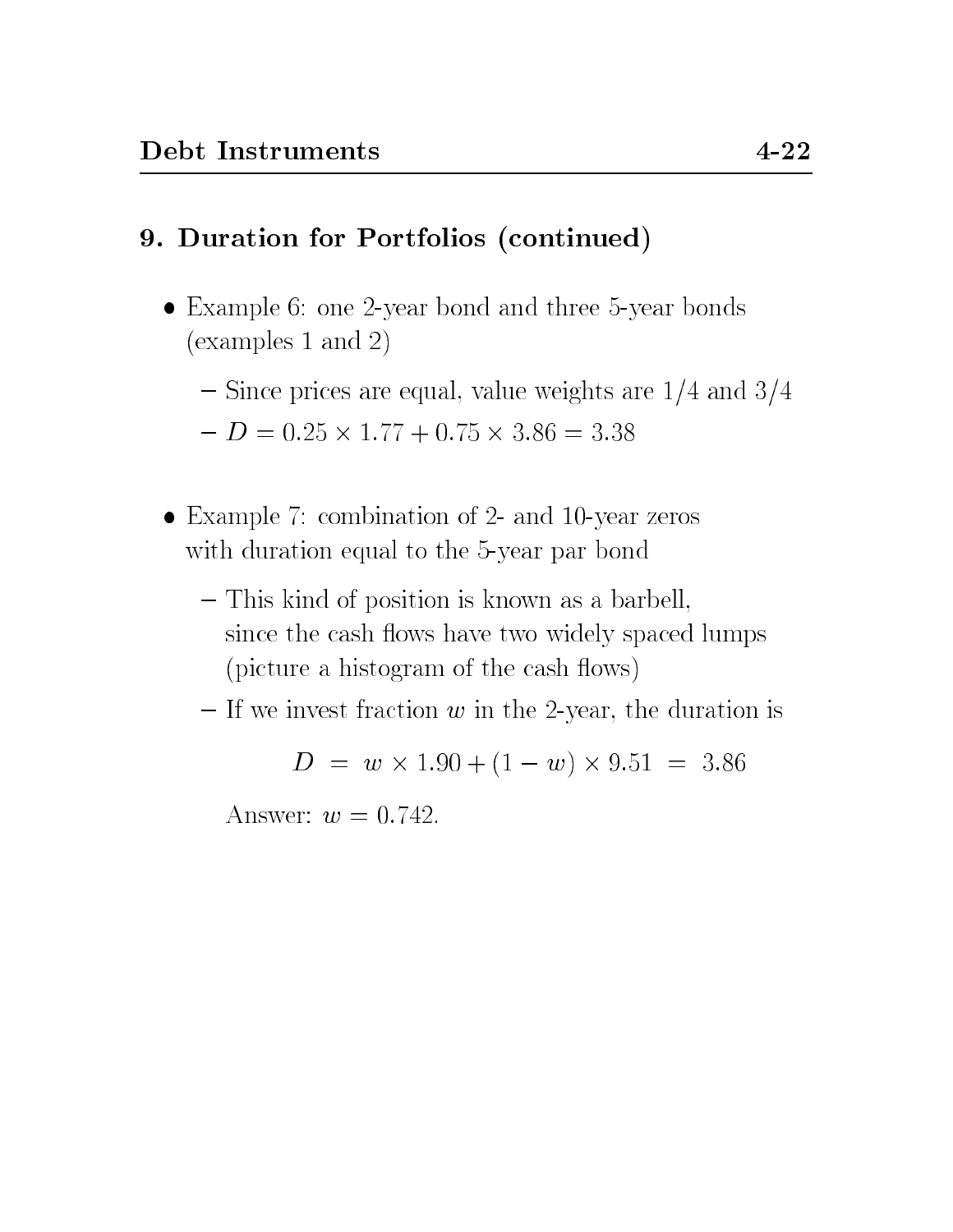## 9. Duration for Portfolios (continued)

- Example 6: one 2-year bond and three 5-year bonds (examples 1 and 2)
  - Since prices are equal, value weights are 1/4 and 3/4
  - $D = 0.25 \times 1.77 + 0.75 \times 3.86 = 3.38$

- Example 7: combination of 2- and 10-year zeros with duration equal to the 5-year par bond
  - This kind of position is known as a barbell, since the cash flows have two widely spaced lumps (picture a histogram of the cash flows)
  - If we invest fraction $w$ in the 2-year, the duration is

    $$D \;=\; w \times 1.90 + (1 - w) \times 9.51 \;=\; 3.86$$

    Answer: $w = 0.742$.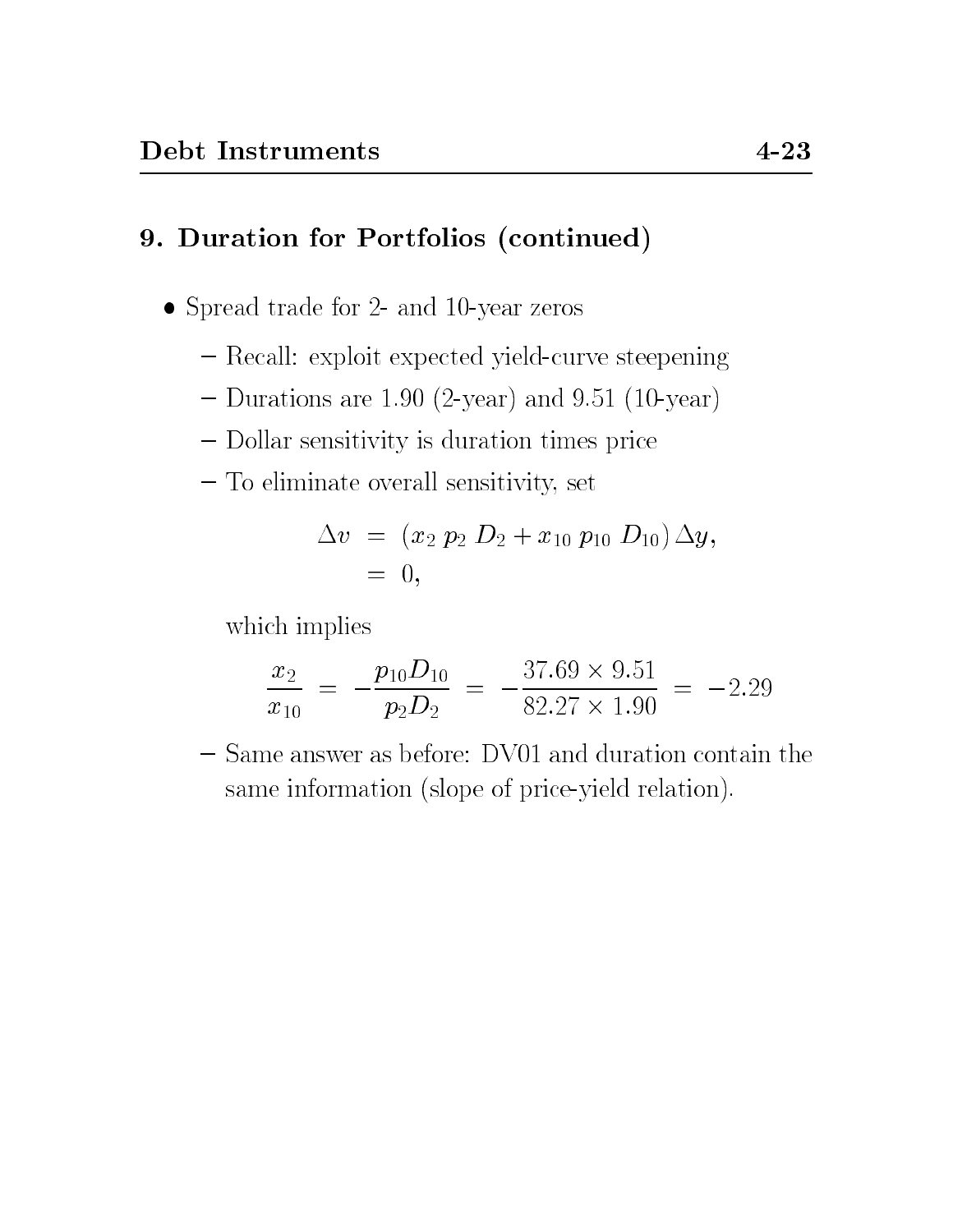## 9. Duration for Portfolios (continued)

- Spread trade for 2- and 10-year zeros
  - Recall: exploit expected yield-curve steepening
  - Durations are 1.90 (2-year) and 9.51 (10-year)
  - Dollar sensitivity is duration times price
  - To eliminate overall sensitivity, set

    $$\begin{aligned} \Delta v &= (x_2\, p_2\, D_2 + x_{10}\, p_{10}\, D_{10})\, \Delta y, \\ &= 0, \end{aligned}$$

    which implies

    $$\frac{x_2}{x_{10}} = -\frac{p_{10} D_{10}}{p_2 D_2} = -\frac{37.69 \times 9.51}{82.27 \times 1.90} = -2.29$$

  - Same answer as before: DV01 and duration contain the same information (slope of price-yield relation).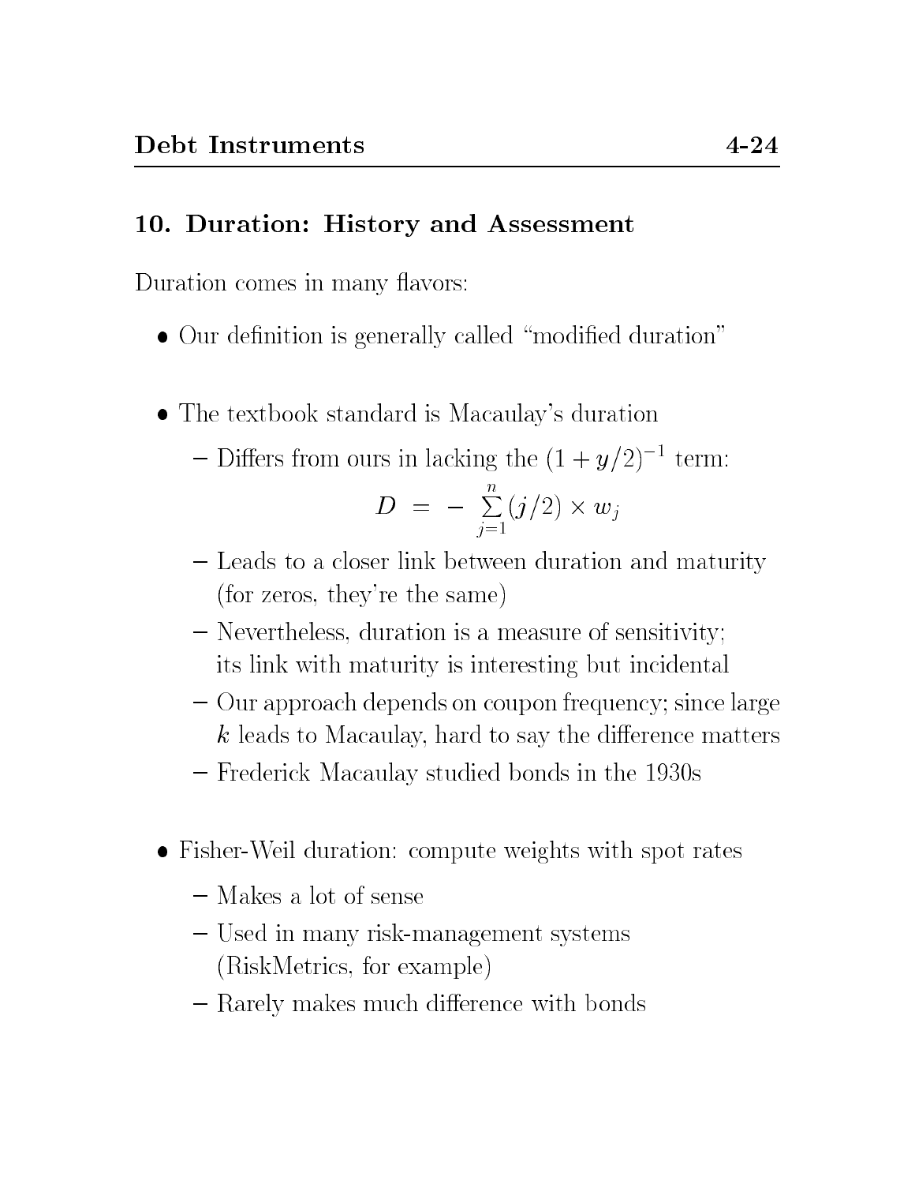## 10. Duration: History and Assessment

Duration comes in many flavors:

- Our definition is generally called "modified duration"

- The textbook standard is Macaulay's duration
  - Differs from ours in lacking the $(1 + y/2)^{-1}$ term:
  $$D \;=\; - \sum_{j=1}^{n} (j/2) \times w_j$$
  - Leads to a closer link between duration and maturity (for zeros, they're the same)
  - Nevertheless, duration is a measure of sensitivity; its link with maturity is interesting but incidental
  - Our approach depends on coupon frequency; since large $k$ leads to Macaulay, hard to say the difference matters
  - Frederick Macaulay studied bonds in the 1930s

- Fisher-Weil duration: compute weights with spot rates
  - Makes a lot of sense
  - Used in many risk-management systems (RiskMetrics, for example)
  - Rarely makes much difference with bonds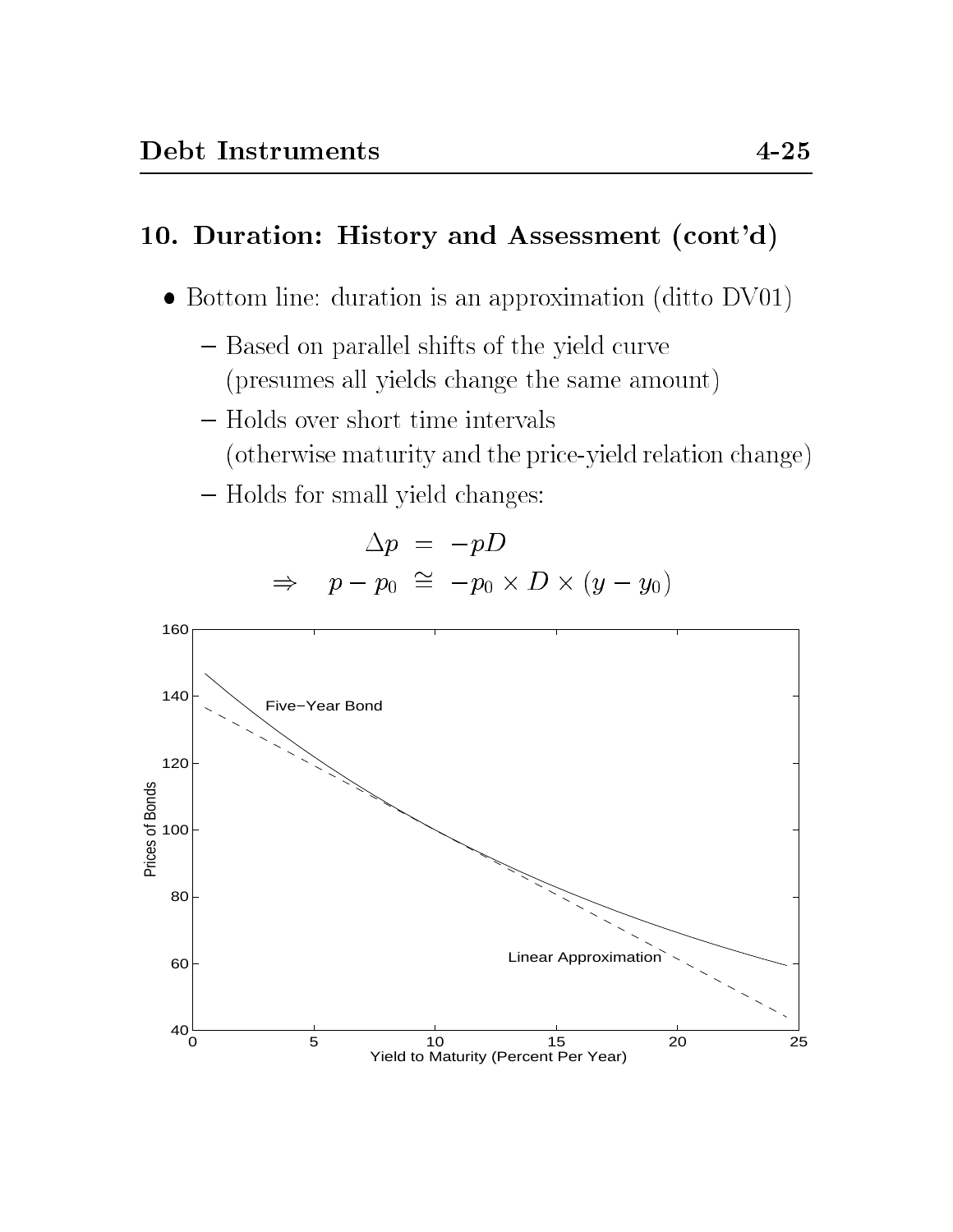## 10. Duration: History and Assessment (cont'd)

- Bottom line: duration is an approximation (ditto DV01)
  - Based on parallel shifts of the yield curve (presumes all yields change the same amount)
  - Holds over short time intervals (otherwise maturity and the price-yield relation change)
  - Holds for small yield changes:

$$
\begin{aligned}
\Delta p &= -pD \\
\Rightarrow \quad p - p_0 &\cong -p_0 \times D \times (y - y_0)
\end{aligned}
$$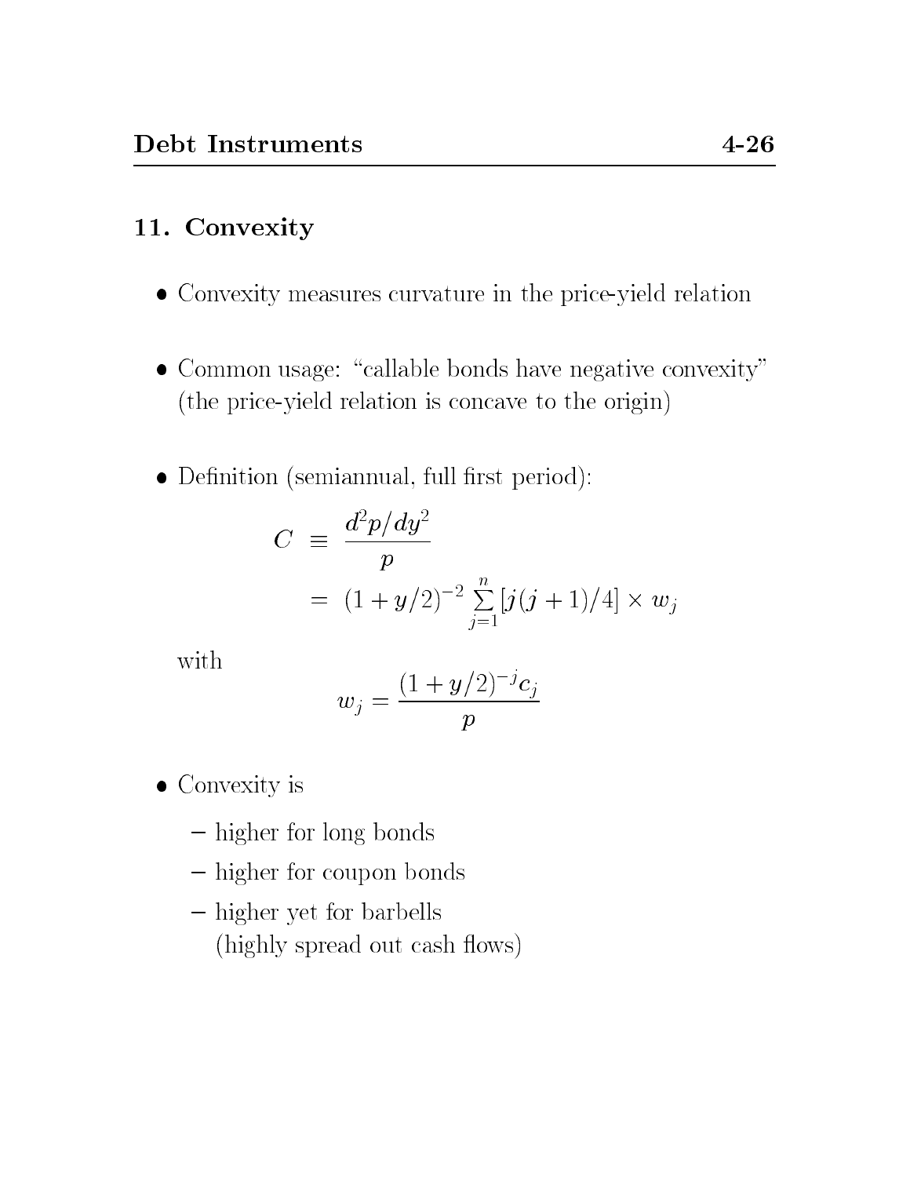## 11. Convexity

- Convexity measures curvature in the price-yield relation

- Common usage: "callable bonds have negative convexity" (the price-yield relation is concave to the origin)

- Definition (semiannual, full first period):

$$
\begin{aligned}
C &\equiv \frac{d^2p/dy^2}{p} \\
&= (1+y/2)^{-2} \sum_{j=1}^{n} [j(j+1)/4] \times w_j
\end{aligned}
$$

  with

$$
w_j = \frac{(1+y/2)^{-j} c_j}{p}
$$

- Convexity is
  - higher for long bonds
  - higher for coupon bonds
  - higher yet for barbells (highly spread out cash flows)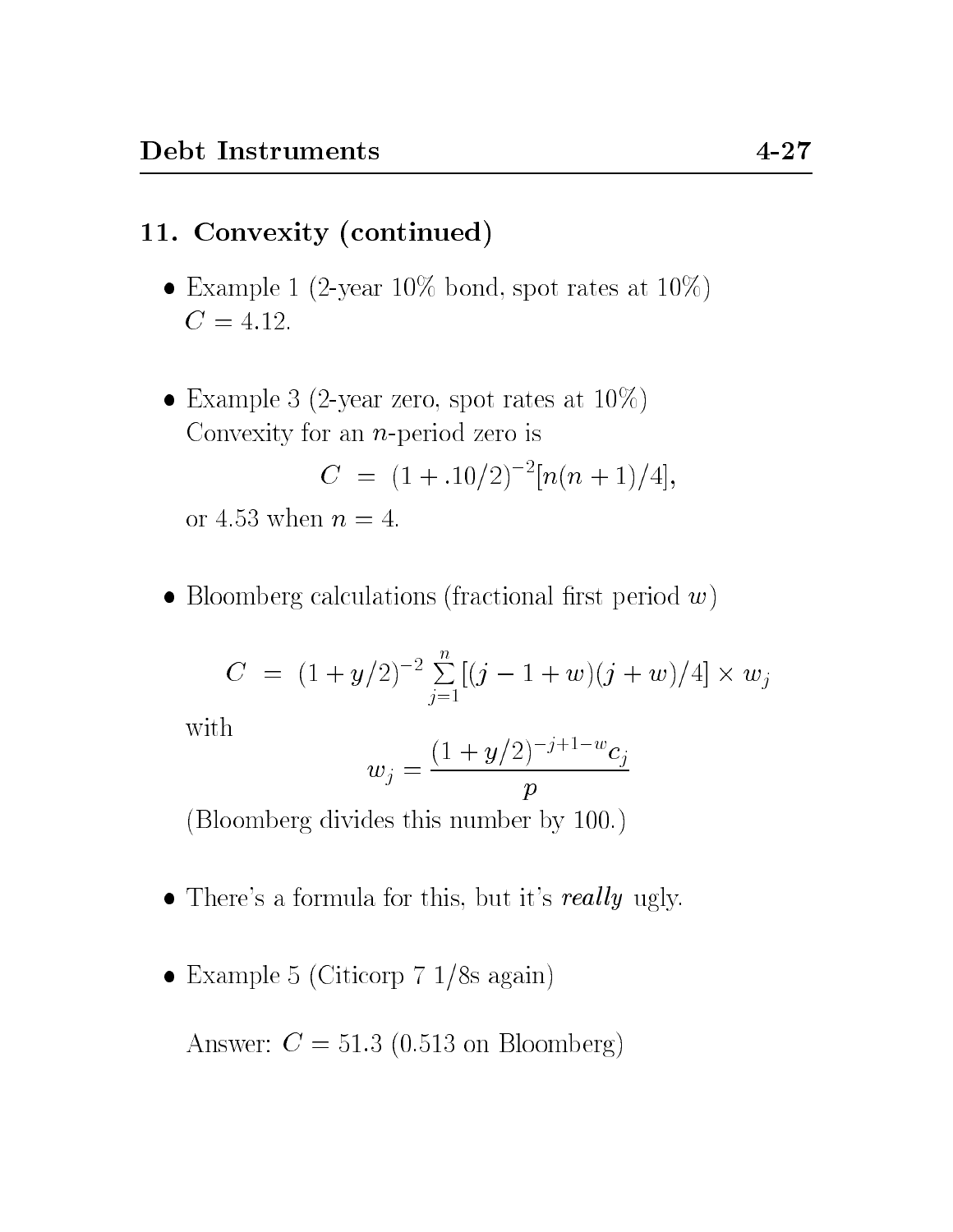## 11. Convexity (continued)

- Example 1 (2-year 10% bond, spot rates at 10%)
  $C = 4.12$.

- Example 3 (2-year zero, spot rates at 10%)
  Convexity for an $n$-period zero is

  $$C \;=\; (1 + .10/2)^{-2}[n(n+1)/4],$$

  or 4.53 when $n = 4$.

- Bloomberg calculations (fractional first period $w$)

  $$C \;=\; (1 + y/2)^{-2} \sum_{j=1}^{n} [(j - 1 + w)(j + w)/4] \times w_j$$

  with

  $$w_j = \frac{(1 + y/2)^{-j+1-w} c_j}{p}$$

  (Bloomberg divides this number by 100.)

- There's a formula for this, but it's ***really*** ugly.

- Example 5 (Citicorp 7 1/8s again)

  Answer: $C = 51.3$ (0.513 on Bloomberg)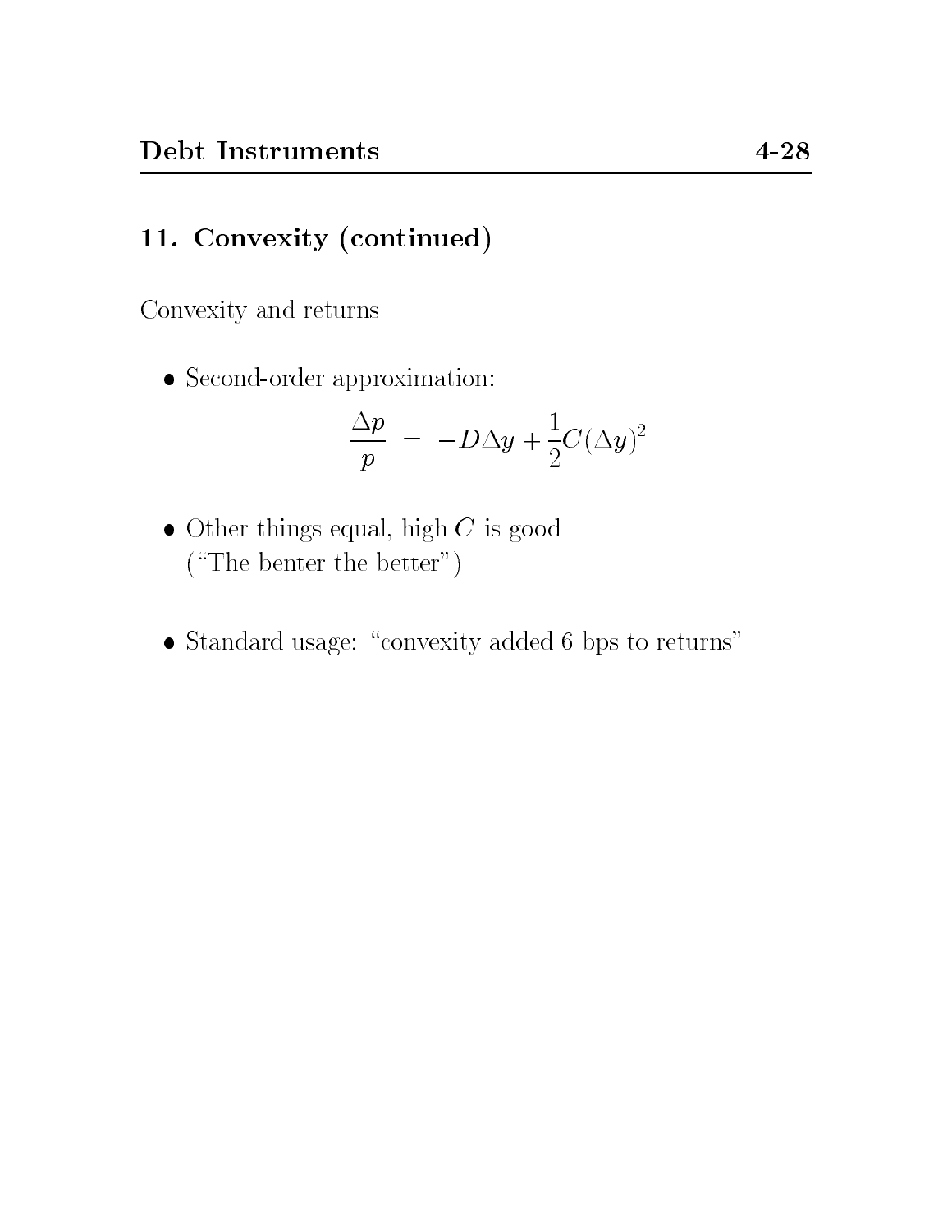## 11. Convexity (continued)

Convexity and returns

- Second-order approximation:

$$\frac{\Delta p}{p} \;=\; -D\Delta y + \frac{1}{2}C(\Delta y)^2$$

- Other things equal, high $C$ is good ("The benter the better")

- Standard usage: "convexity added 6 bps to returns"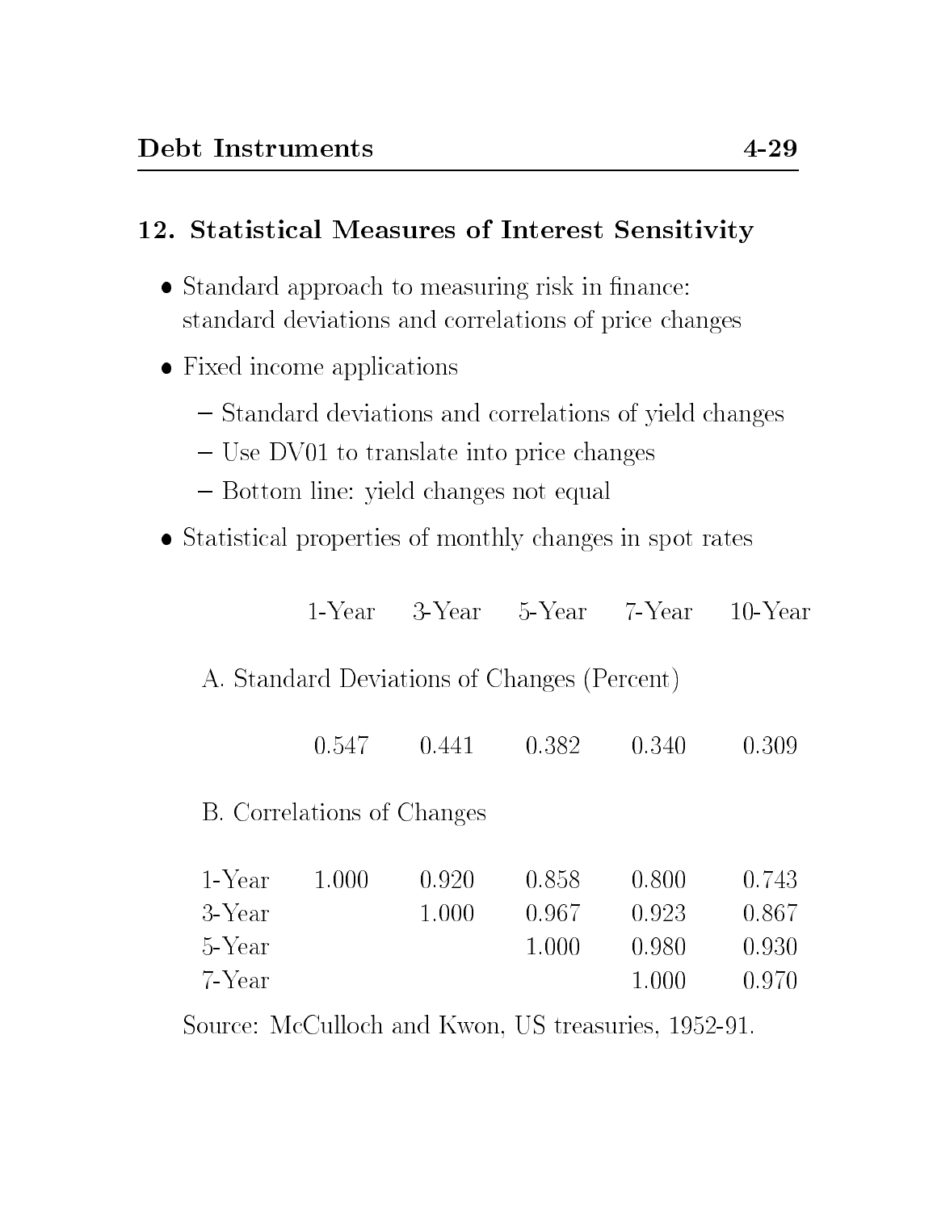## 12. Statistical Measures of Interest Sensitivity

- Standard approach to measuring risk in finance: standard deviations and correlations of price changes
- Fixed income applications
  - Standard deviations and correlations of yield changes
  - Use DV01 to translate into price changes
  - Bottom line: yield changes not equal
- Statistical properties of monthly changes in spot rates

| | 1-Year | 3-Year | 5-Year | 7-Year | 10-Year |
|---|---|---|---|---|---|
| A. Standard Deviations of Changes (Percent) | | | | | |
| | 0.547 | 0.441 | 0.382 | 0.340 | 0.309 |
| B. Correlations of Changes | | | | | |
| 1-Year | 1.000 | 0.920 | 0.858 | 0.800 | 0.743 |
| 3-Year | | 1.000 | 0.967 | 0.923 | 0.867 |
| 5-Year | | | 1.000 | 0.980 | 0.930 |
| 7-Year | | | | 1.000 | 0.970 |

Source: McCulloch and Kwon, US treasuries, 1952-91.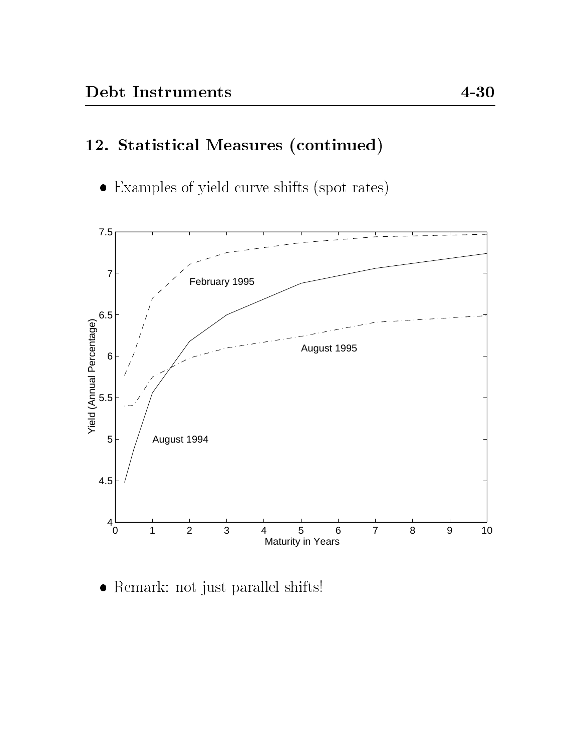## 12. Statistical Measures (continued)

- Examples of yield curve shifts (spot rates)

- Remark: not just parallel shifts!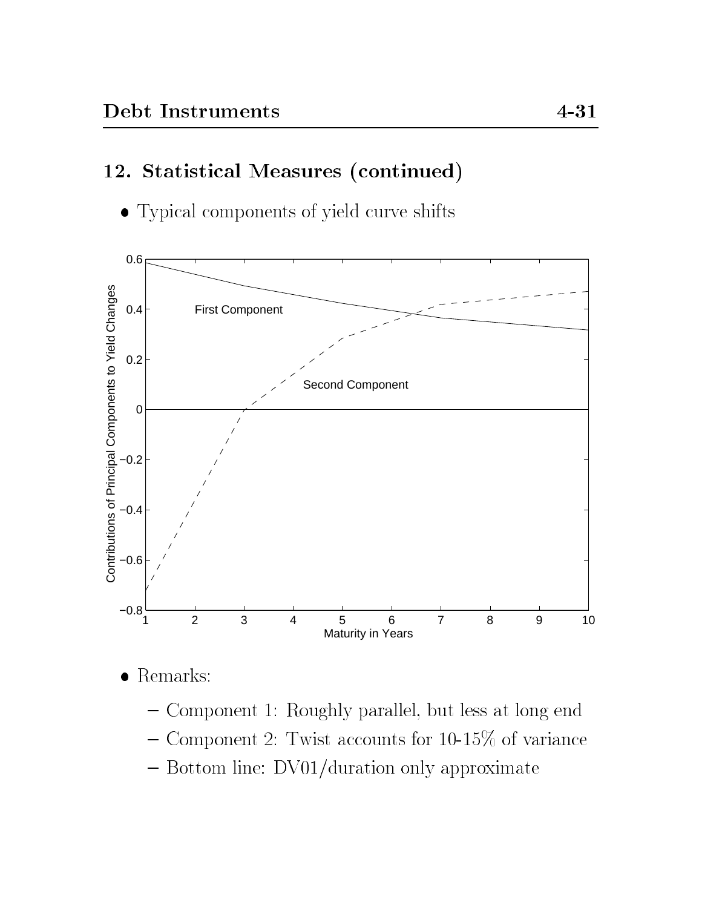## 12. Statistical Measures (continued)

- Typical components of yield curve shifts

- Remarks:
  - Component 1: Roughly parallel, but less at long end
  - Component 2: Twist accounts for 10-15% of variance
  - Bottom line: DV01/duration only approximate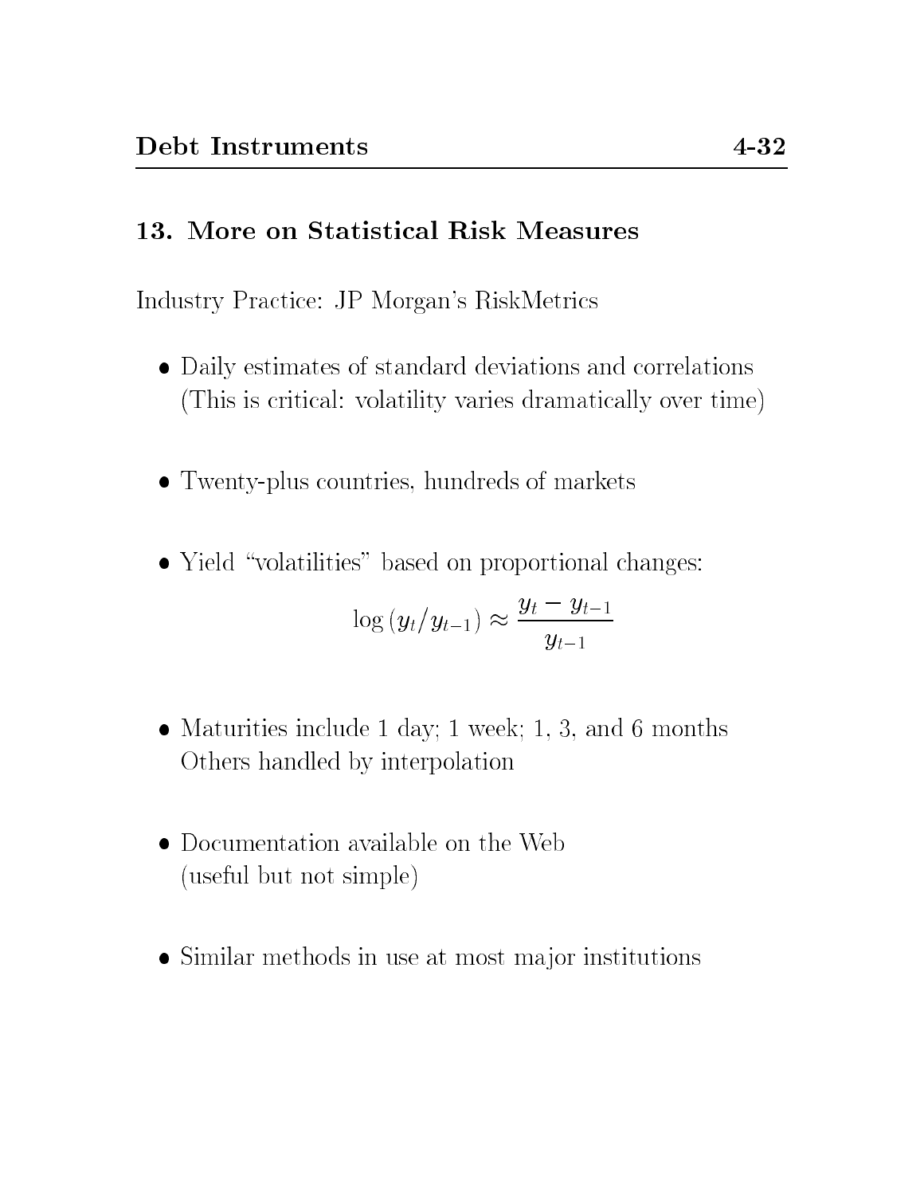## 13. More on Statistical Risk Measures

Industry Practice: JP Morgan's RiskMetrics

- Daily estimates of standard deviations and correlations (This is critical: volatility varies dramatically over time)

- Twenty-plus countries, hundreds of markets

- Yield "volatilities" based on proportional changes:

$$\log\left(y_t / y_{t-1}\right) \approx \frac{y_t - y_{t-1}}{y_{t-1}}$$

- Maturities include 1 day; 1 week; 1, 3, and 6 months
  Others handled by interpolation

- Documentation available on the Web
  (useful but not simple)

- Similar methods in use at most major institutions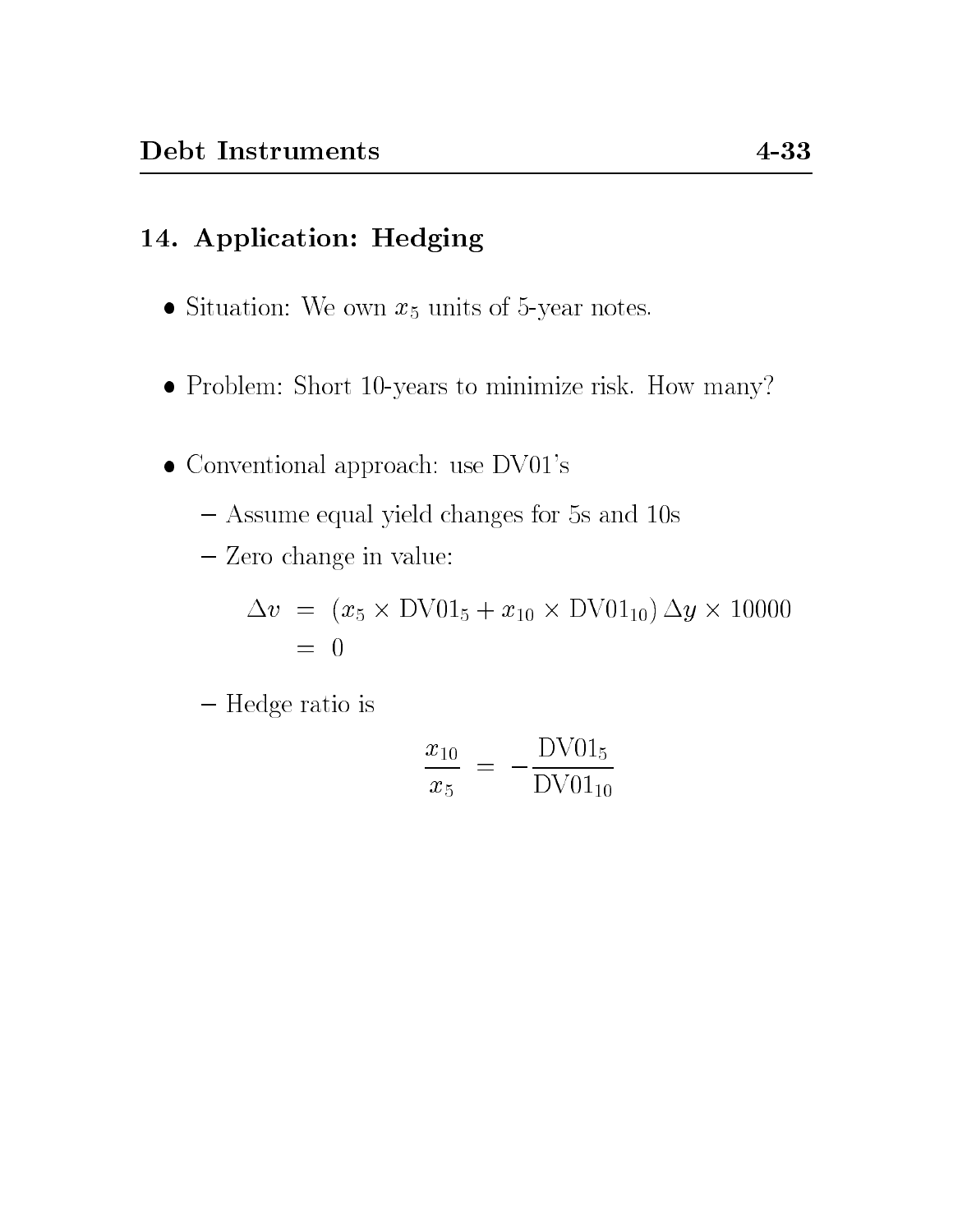## 14. Application: Hedging

- Situation: We own $x_5$ units of 5-year notes.
- Problem: Short 10-years to minimize risk. How many?
- Conventional approach: use DV01's
  - Assume equal yield changes for 5s and 10s
  - Zero change in value:

$$
\begin{aligned}
\Delta v &= (x_5 \times \mathrm{DV01}_5 + x_{10} \times \mathrm{DV01}_{10})\, \Delta y \times 10000 \\
&= 0
\end{aligned}
$$

  - Hedge ratio is

$$
\frac{x_{10}}{x_5} = -\frac{\mathrm{DV01}_5}{\mathrm{DV01}_{10}}
$$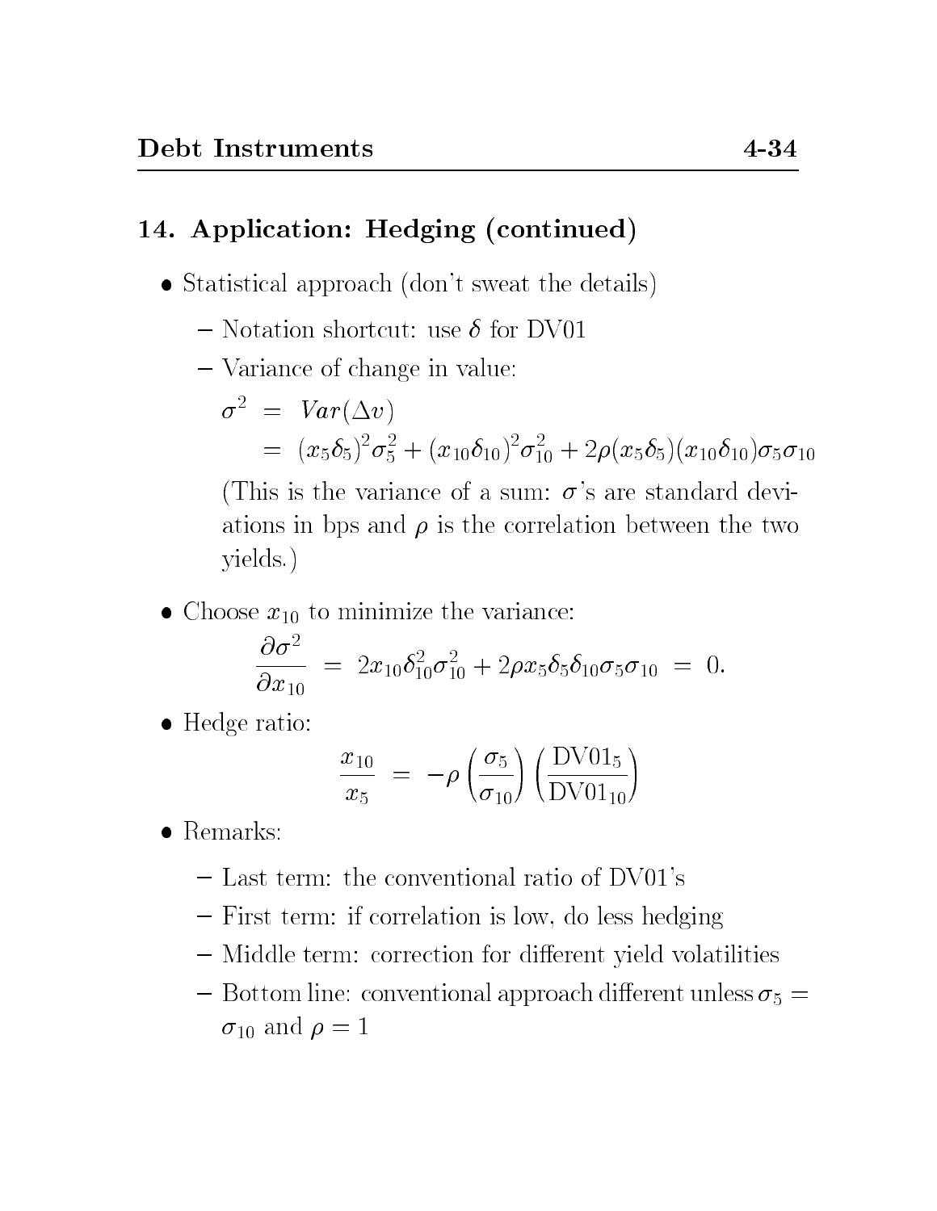## 14. Application: Hedging (continued)

- Statistical approach (don't sweat the details)
  - Notation shortcut: use $\delta$ for DV01
  - Variance of change in value:

    $$\begin{aligned}\sigma^2 &= Var(\Delta v)\\ &= (x_5\delta_5)^2\sigma_5^2 + (x_{10}\delta_{10})^2\sigma_{10}^2 + 2\rho(x_5\delta_5)(x_{10}\delta_{10})\sigma_5\sigma_{10}\end{aligned}$$

    (This is the variance of a sum: $\sigma$'s are standard deviations in bps and $\rho$ is the correlation between the two yields.)

- Choose $x_{10}$ to minimize the variance:

  $$\frac{\partial \sigma^2}{\partial x_{10}} = 2x_{10}\delta_{10}^2\sigma_{10}^2 + 2\rho x_5\delta_5\delta_{10}\sigma_5\sigma_{10} = 0.$$

- Hedge ratio:

  $$\frac{x_{10}}{x_5} = -\rho\left(\frac{\sigma_5}{\sigma_{10}}\right)\left(\frac{\text{DV01}_5}{\text{DV01}_{10}}\right)$$

- Remarks:
  - Last term: the conventional ratio of DV01's
  - First term: if correlation is low, do less hedging
  - Middle term: correction for different yield volatilities
  - Bottom line: conventional approach different unless $\sigma_5 = \sigma_{10}$ and $\rho = 1$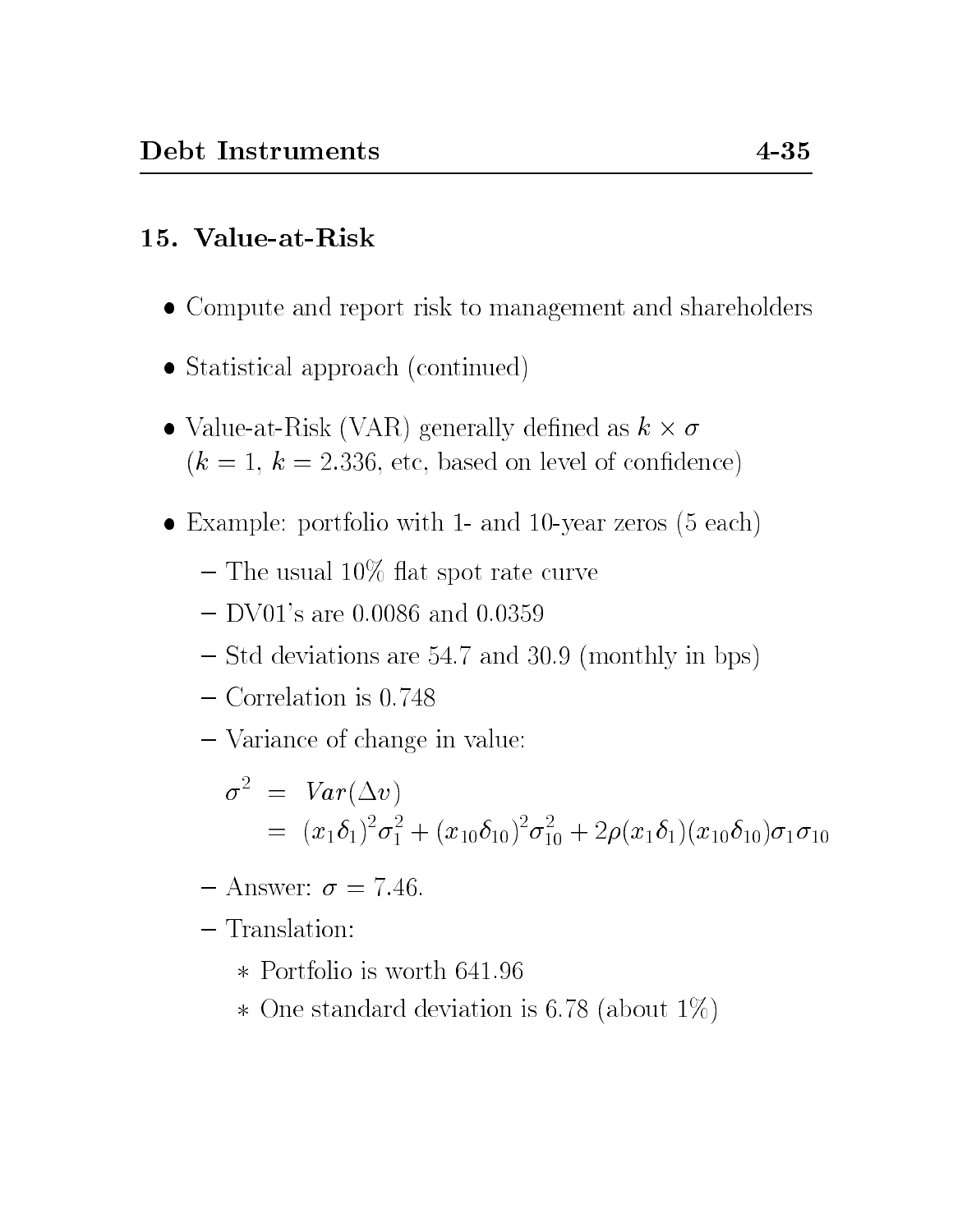## 15. Value-at-Risk

- Compute and report risk to management and shareholders
- Statistical approach (continued)
- Value-at-Risk (VAR) generally defined as $k \times \sigma$ ($k = 1$, $k = 2.336$, etc, based on level of confidence)
- Example: portfolio with 1- and 10-year zeros (5 each)
  - The usual 10% flat spot rate curve
  - DV01's are 0.0086 and 0.0359
  - Std deviations are 54.7 and 30.9 (monthly in bps)
  - Correlation is 0.748
  - Variance of change in value:

$$
\begin{aligned}
\sigma^2 &= Var(\Delta v) \\
&= (x_1 \delta_1)^2 \sigma_1^2 + (x_{10}\delta_{10})^2 \sigma_{10}^2 + 2\rho(x_1\delta_1)(x_{10}\delta_{10})\sigma_1\sigma_{10}
\end{aligned}
$$

  - Answer: $\sigma = 7.46$.
  - Translation:
    - Portfolio is worth 641.96
    - One standard deviation is 6.78 (about 1%)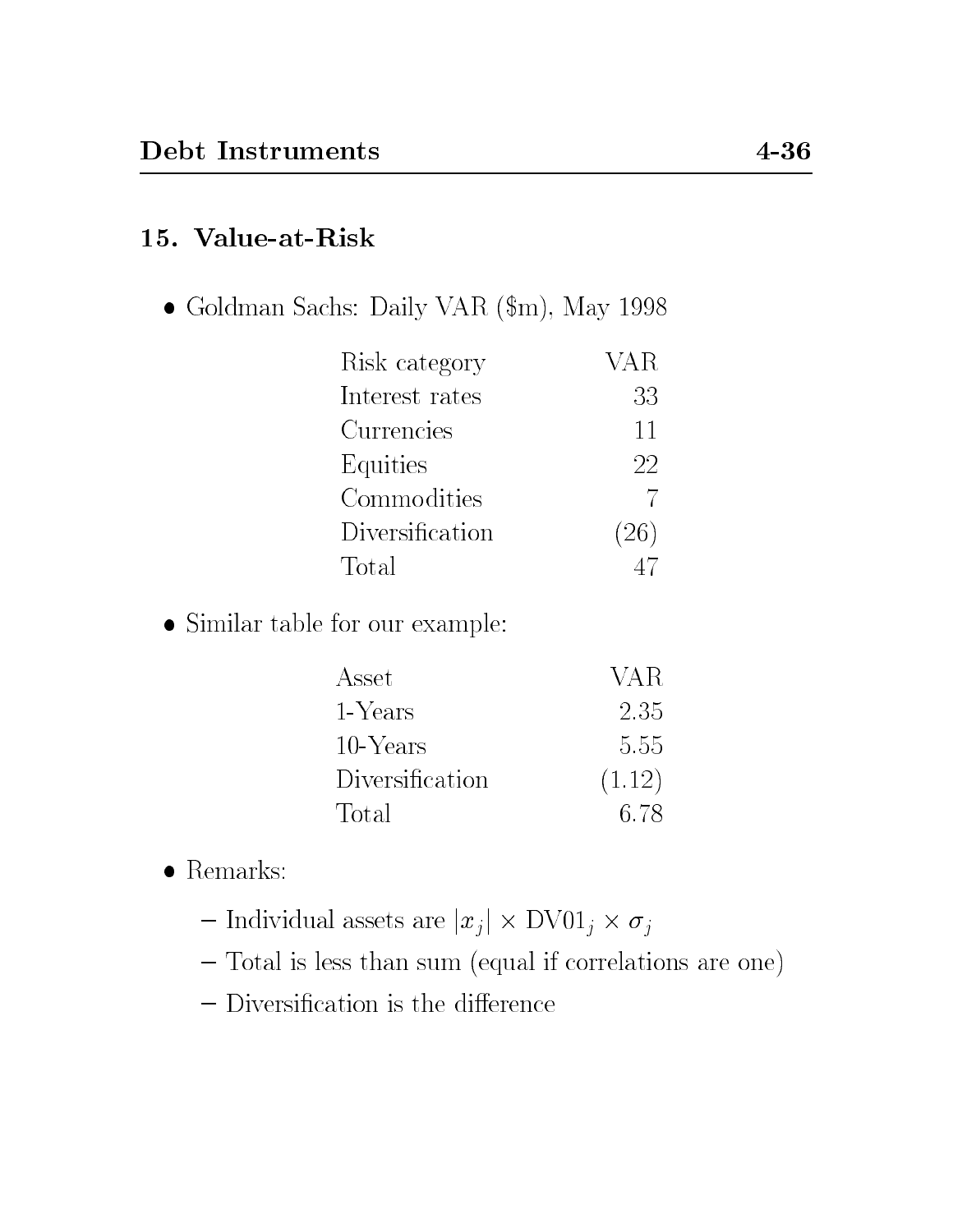## 15. Value-at-Risk

- Goldman Sachs: Daily VAR ($m), May 1998

| Risk category | VAR |
|---|---|
| Interest rates | 33 |
| Currencies | 11 |
| Equities | 22 |
| Commodities | 7 |
| Diversification | (26) |
| Total | 47 |

- Similar table for our example:

| Asset | VAR |
|---|---|
| 1-Years | 2.35 |
| 10-Years | 5.55 |
| Diversification | (1.12) |
| Total | 6.78 |

- Remarks:
  - Individual assets are $|x_j| \times \text{DV01}_j \times \sigma_j$
  - Total is less than sum (equal if correlations are one)
  - Diversification is the difference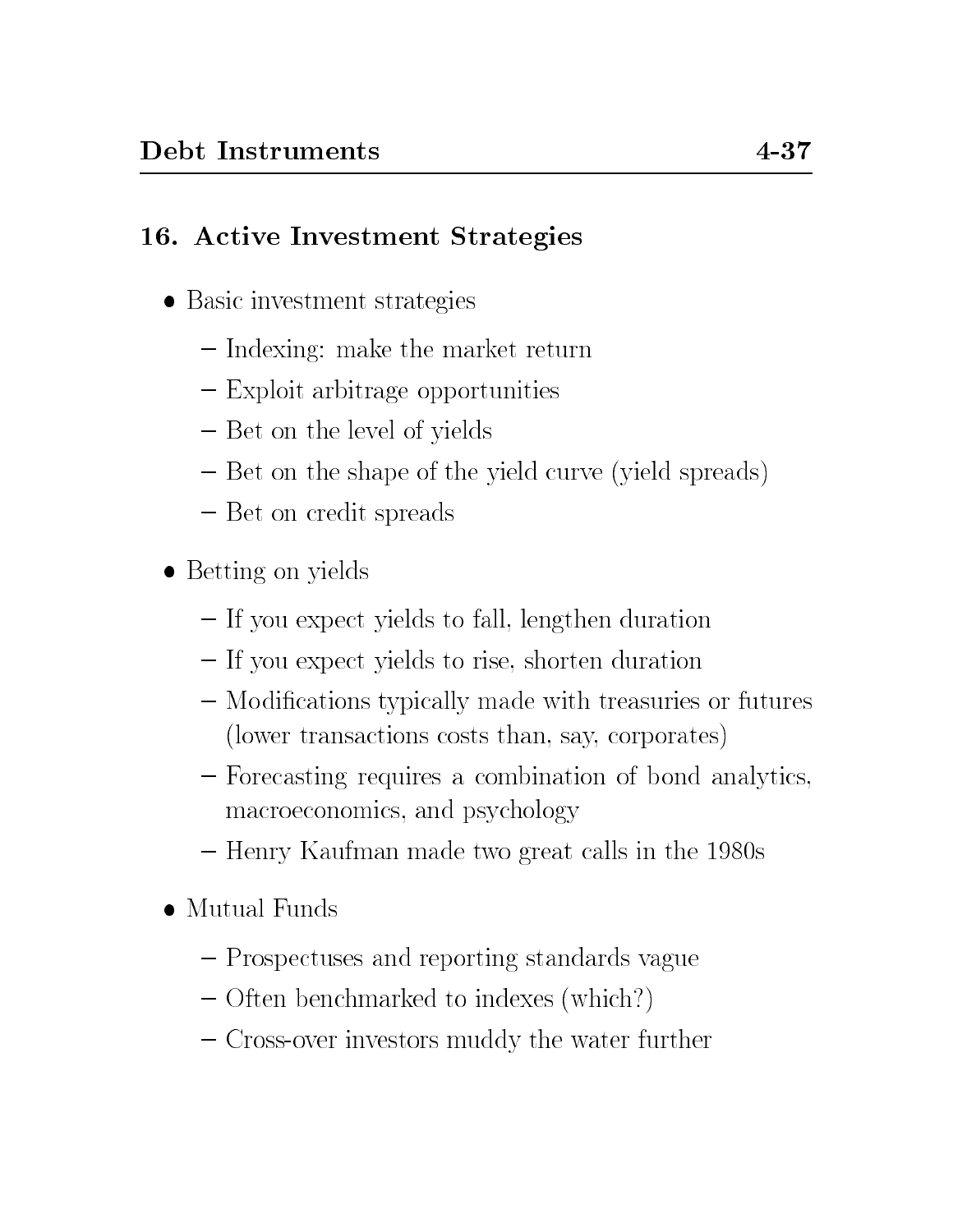## 16. Active Investment Strategies

- Basic investment strategies
  - Indexing: make the market return
  - Exploit arbitrage opportunities
  - Bet on the level of yields
  - Bet on the shape of the yield curve (yield spreads)
  - Bet on credit spreads
- Betting on yields
  - If you expect yields to fall, lengthen duration
  - If you expect yields to rise, shorten duration
  - Modifications typically made with treasuries or futures (lower transactions costs than, say, corporates)
  - Forecasting requires a combination of bond analytics, macroeconomics, and psychology
  - Henry Kaufman made two great calls in the 1980s
- Mutual Funds
  - Prospectuses and reporting standards vague
  - Often benchmarked to indexes (which?)
  - Cross-over investors muddy the water further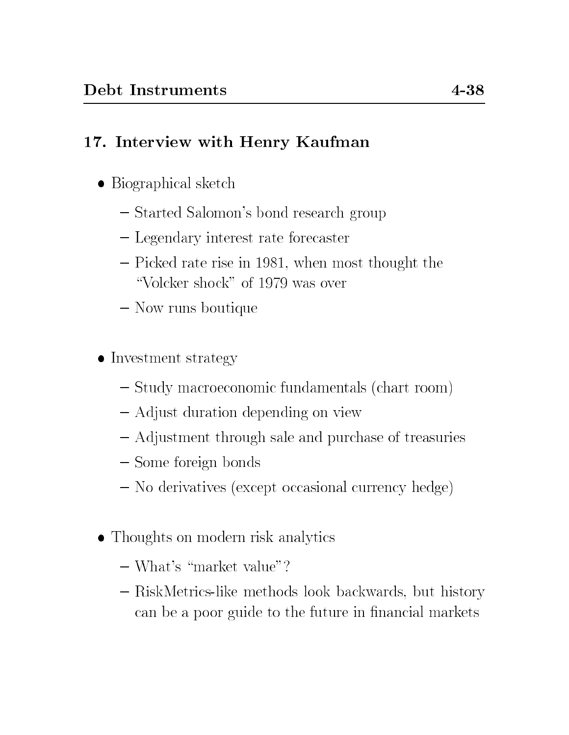## 17. Interview with Henry Kaufman

- Biographical sketch
  - Started Salomon's bond research group
  - Legendary interest rate forecaster
  - Picked rate rise in 1981, when most thought the "Volcker shock" of 1979 was over
  - Now runs boutique

- Investment strategy
  - Study macroeconomic fundamentals (chart room)
  - Adjust duration depending on view
  - Adjustment through sale and purchase of treasuries
  - Some foreign bonds
  - No derivatives (except occasional currency hedge)

- Thoughts on modern risk analytics
  - What's "market value"?
  - RiskMetrics-like methods look backwards, but history can be a poor guide to the future in financial markets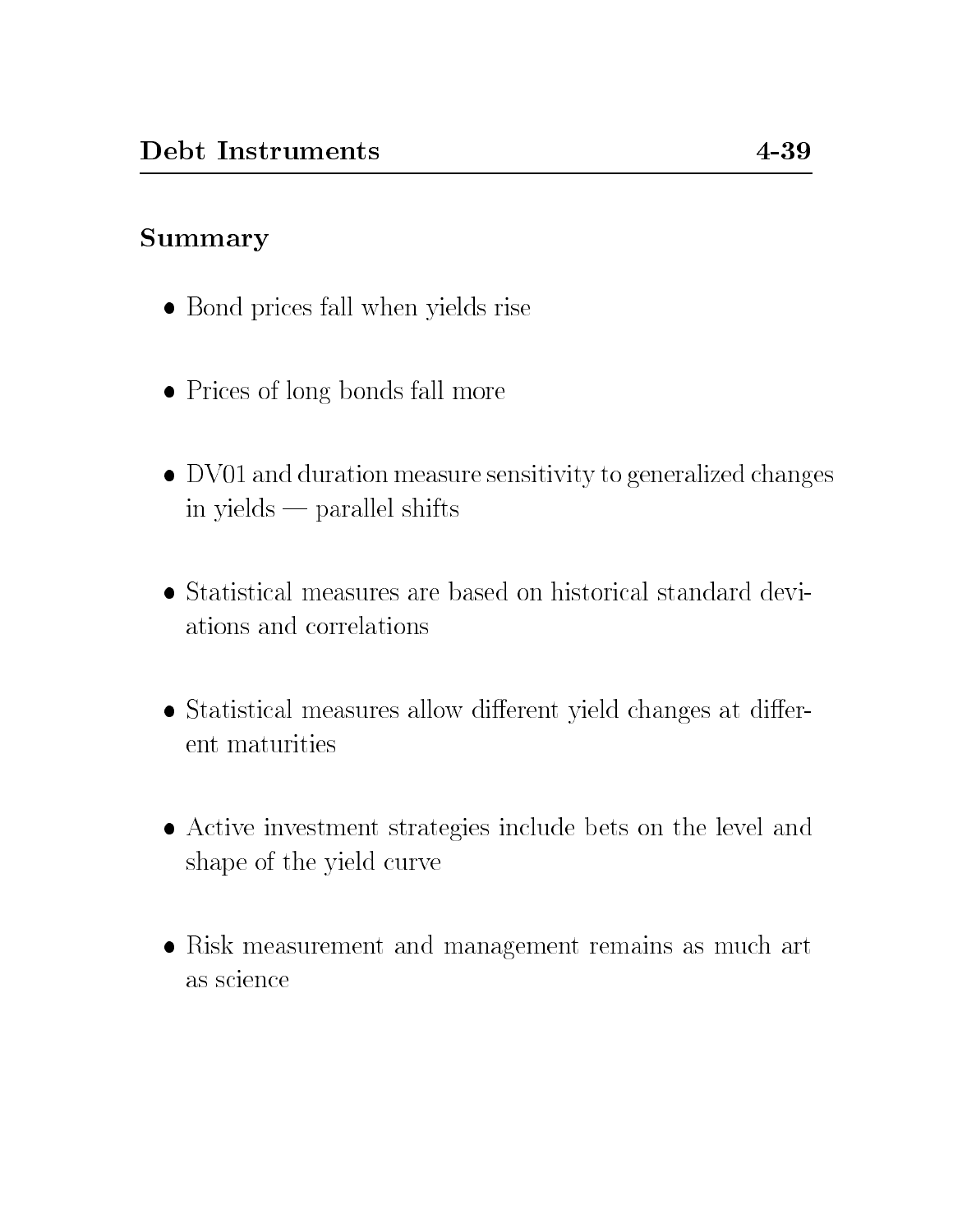## Summary

- Bond prices fall when yields rise
- Prices of long bonds fall more
- DV01 and duration measure sensitivity to generalized changes in yields — parallel shifts
- Statistical measures are based on historical standard deviations and correlations
- Statistical measures allow different yield changes at different maturities
- Active investment strategies include bets on the level and shape of the yield curve
- Risk measurement and management remains as much art as science